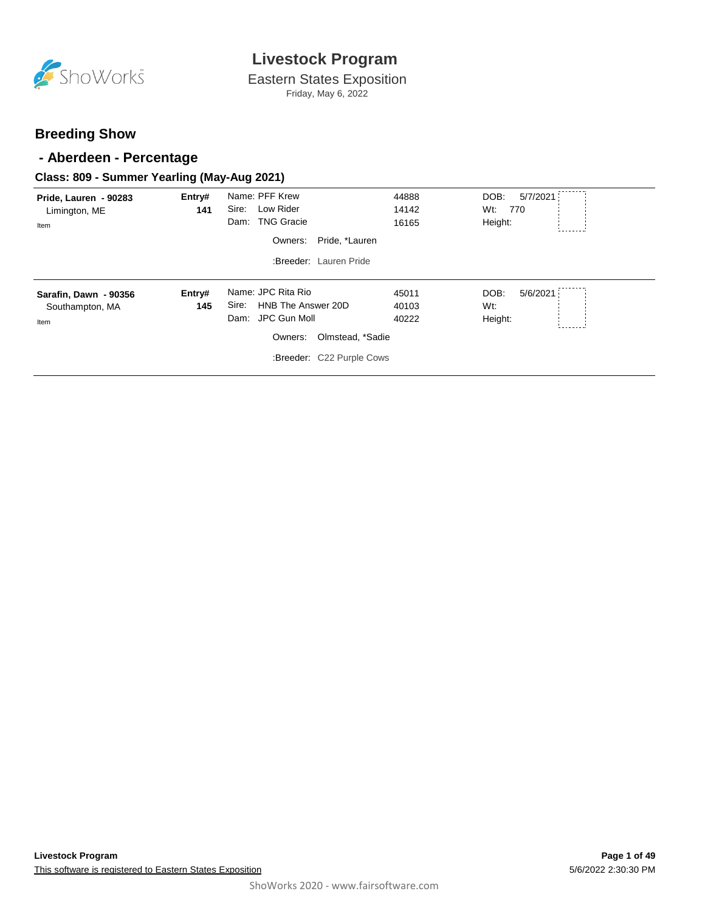# Livestock Program

Eastern States Exposition

Friday, May 6, 2022

## Breeding Show

## - Aberdeen - Percentage

### Class: 809 - Summer Yearling (May-Aug 2021)

| Exhibitor | Entry# | Animal | Reg. # | Details |
|---|---|---|---|---|
| **Pride, Lauren - 90283**<br>Limington, ME<br>Item | **141** | Name: PFF Krew<br>Sire: Low Rider<br>Dam: TNG Gracie<br>Owners: Pride, *Lauren<br>:Breeder: Lauren Pride | 44888<br>14142<br>16165 | DOB: 5/7/2021<br>Wt: 770<br>Height: |
| **Sarafin, Dawn - 90356**<br>Southampton, MA<br>Item | **145** | Name: JPC Rita Rio<br>Sire: HNB The Answer 20D<br>Dam: JPC Gun Moll<br>Owners: Olmstead, *Sadie<br>:Breeder: C22 Purple Cows | 45011<br>40103<br>40222 | DOB: 5/6/2021<br>Wt:<br>Height: |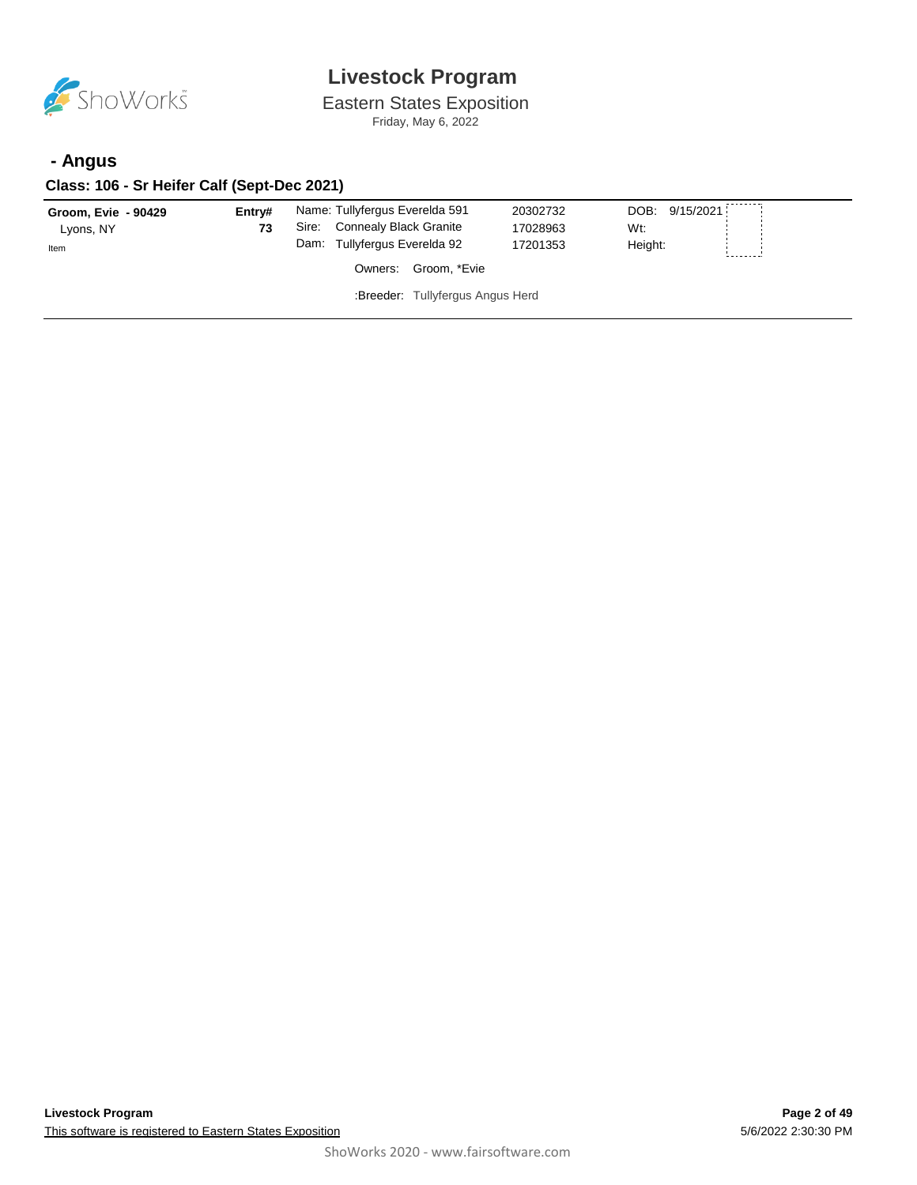# Livestock Program

Eastern States Exposition

Friday, May 6, 2022

## - Angus

### Class: 106 - Sr Heifer Calf (Sept-Dec 2021)

**Groom, Evie - 90429**
Lyons, NY
Item

**Entry#**
**73**

Name: Tullyfergus Everelda 591 — 20302732
Sire: Connealy Black Granite — 17028963
Dam: Tullyfergus Everelda 92 — 17201353

DOB: 9/15/2021
Wt:
Height:

Owners: Groom, *Evie

:Breeder: Tullyfergus Angus Herd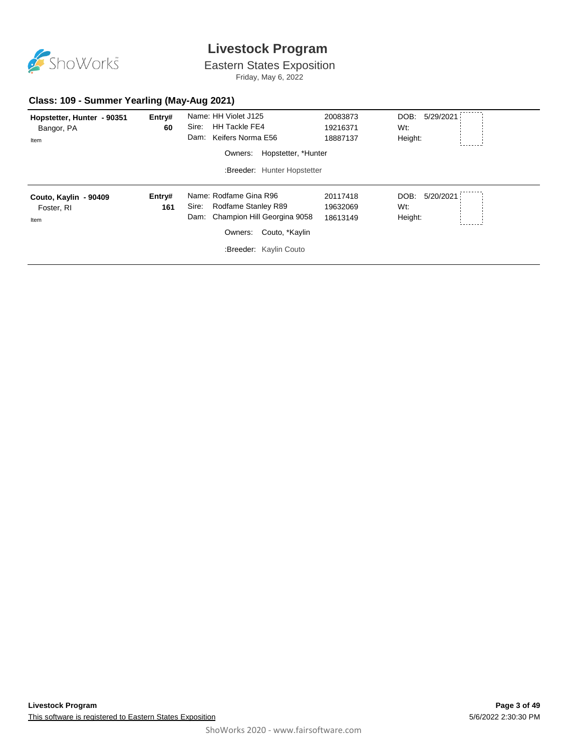# Livestock Program

Eastern States Exposition

Friday, May 6, 2022

## Class: 109 - Summer Yearling (May-Aug 2021)

| Exhibitor | Entry# | Animal | Reg # | Details |
|---|---|---|---|---|
| **Hopstetter, Hunter - 90351**<br>Bangor, PA<br>Item | **60** | Name: HH Violet J125<br>Sire: HH Tackle FE4<br>Dam: Keifers Norma E56<br>Owners: Hopstetter, *Hunter<br>:Breeder: Hunter Hopstetter | 20083873<br>19216371<br>18887137 | DOB: 5/29/2021<br>Wt:<br>Height: |
| **Couto, Kaylin - 90409**<br>Foster, RI<br>Item | **161** | Name: Rodfame Gina R96<br>Sire: Rodfame Stanley R89<br>Dam: Champion Hill Georgina 9058<br>Owners: Couto, *Kaylin<br>:Breeder: Kaylin Couto | 20117418<br>19632069<br>18613149 | DOB: 5/20/2021<br>Wt:<br>Height: |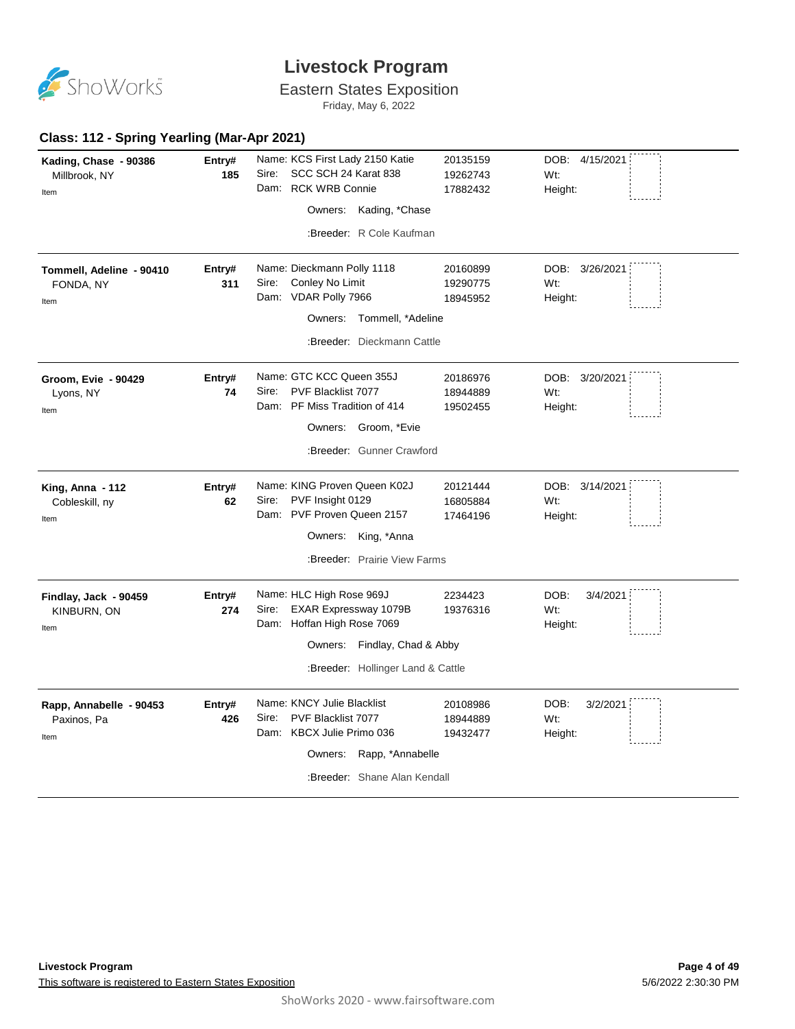# Livestock Program

Eastern States Exposition

Friday, May 6, 2022

## Class: 112 - Spring Yearling (Mar-Apr 2021)

| Exhibitor | Entry# | Animal | Reg # | |
|---|---|---|---|---|
| **Kading, Chase - 90386**<br>Millbrook, NY<br>Item | **185** | Name: KCS First Lady 2150 Katie<br>Sire: SCC SCH 24 Karat 838<br>Dam: RCK WRB Connie<br>Owners: Kading, *Chase<br>:Breeder: R Cole Kaufman | 20135159<br>19262743<br>17882432 | DOB: 4/15/2021<br>Wt:<br>Height: |
| **Tommell, Adeline - 90410**<br>FONDA, NY<br>Item | **311** | Name: Dieckmann Polly 1118<br>Sire: Conley No Limit<br>Dam: VDAR Polly 7966<br>Owners: Tommell, *Adeline<br>:Breeder: Dieckmann Cattle | 20160899<br>19290775<br>18945952 | DOB: 3/26/2021<br>Wt:<br>Height: |
| **Groom, Evie - 90429**<br>Lyons, NY<br>Item | **74** | Name: GTC KCC Queen 355J<br>Sire: PVF Blacklist 7077<br>Dam: PF Miss Tradition of 414<br>Owners: Groom, *Evie<br>:Breeder: Gunner Crawford | 20186976<br>18944889<br>19502455 | DOB: 3/20/2021<br>Wt:<br>Height: |
| **King, Anna - 112**<br>Cobleskill, ny<br>Item | **62** | Name: KING Proven Queen K02J<br>Sire: PVF Insight 0129<br>Dam: PVF Proven Queen 2157<br>Owners: King, *Anna<br>:Breeder: Prairie View Farms | 20121444<br>16805884<br>17464196 | DOB: 3/14/2021<br>Wt:<br>Height: |
| **Findlay, Jack - 90459**<br>KINBURN, ON<br>Item | **274** | Name: HLC High Rose 969J<br>Sire: EXAR Expressway 1079B<br>Dam: Hoffan High Rose 7069<br>Owners: Findlay, Chad & Abby<br>:Breeder: Hollinger Land & Cattle | 2234423<br>19376316 | DOB: 3/4/2021<br>Wt:<br>Height: |
| **Rapp, Annabelle - 90453**<br>Paxinos, Pa<br>Item | **426** | Name: KNCY Julie Blacklist<br>Sire: PVF Blacklist 7077<br>Dam: KBCX Julie Primo 036<br>Owners: Rapp, *Annabelle<br>:Breeder: Shane Alan Kendall | 20108986<br>18944889<br>19432477 | DOB: 3/2/2021<br>Wt:<br>Height: |

Livestock Program

This software is registered to Eastern States Exposition

5/6/2022 2:30:30 PM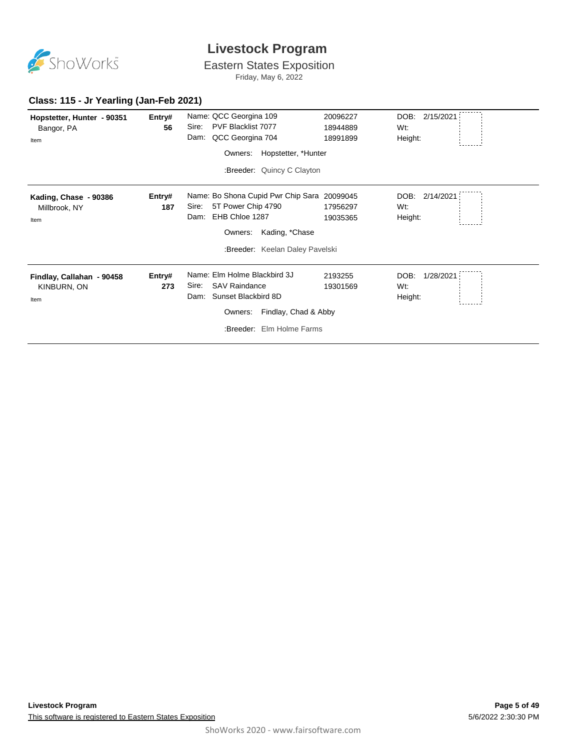# Livestock Program

## Eastern States Exposition

Friday, May 6, 2022

### Class: 115 - Jr Yearling (Jan-Feb 2021)

**Hopstetter, Hunter - 90351**
Bangor, PA
Item

**Entry# 56**

Name: QCC Georgina 109 — 20096227
Sire: PVF Blacklist 7077 — 18944889
Dam: QCC Georgina 704 — 18991899

Owners: Hopstetter, *Hunter

:Breeder: Quincy C Clayton

DOB: 2/15/2021
Wt:
Height:

---

**Kading, Chase - 90386**
Millbrook, NY
Item

**Entry# 187**

Name: Bo Shona Cupid Pwr Chip Sara — 20099045
Sire: 5T Power Chip 4790 — 17956297
Dam: EHB Chloe 1287 — 19035365

Owners: Kading, *Chase

:Breeder: Keelan Daley Pavelski

DOB: 2/14/2021
Wt:
Height:

---

**Findlay, Callahan - 90458**
KINBURN, ON
Item

**Entry# 273**

Name: Elm Holme Blackbird 3J — 2193255
Sire: SAV Raindance — 19301569
Dam: Sunset Blackbird 8D

Owners: Findlay, Chad & Abby

:Breeder: Elm Holme Farms

DOB: 1/28/2021
Wt:
Height:

---

**Livestock Program**

This software is registered to Eastern States Exposition

5/6/2022 2:30:30 PM

ShoWorks 2020 - www.fairsoftware.com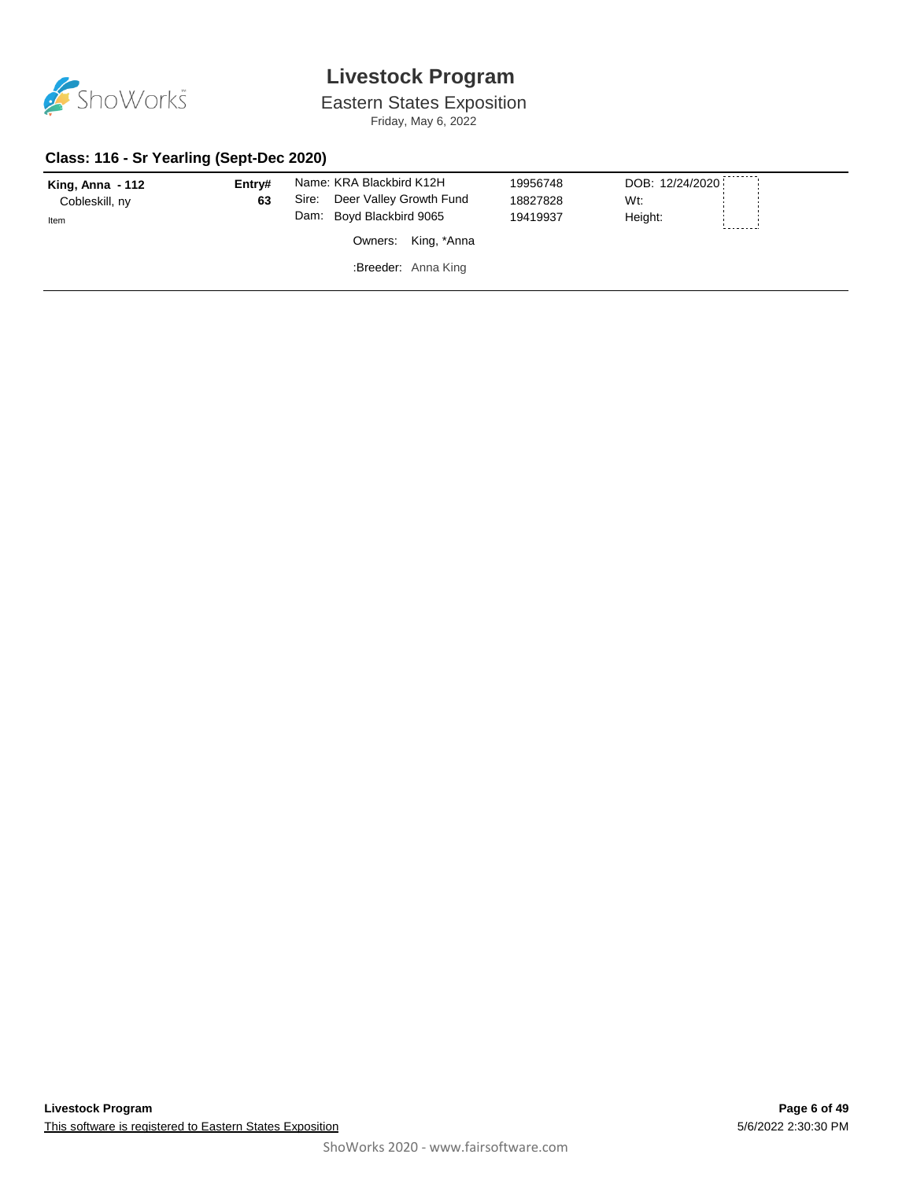# Livestock Program

Eastern States Exposition

Friday, May 6, 2022

## Class: 116 - Sr Yearling (Sept-Dec 2020)

| Exhibitor | Entry# | Animal | Reg. # | Details |
| --- | --- | --- | --- | --- |
| **King, Anna - 112** | **63** | Name: KRA Blackbird K12H | 19956748 | DOB: 12/24/2020 |
| Cobleskill, ny | | Sire: Deer Valley Growth Fund | 18827828 | Wt: |
| Item | | Dam: Boyd Blackbird 9065 | 19419937 | Height: |
| | | Owners: King, *Anna | | |
| | | :Breeder: Anna King | | |

This software is registered to Eastern States Exposition

ShoWorks 2020 - www.fairsoftware.com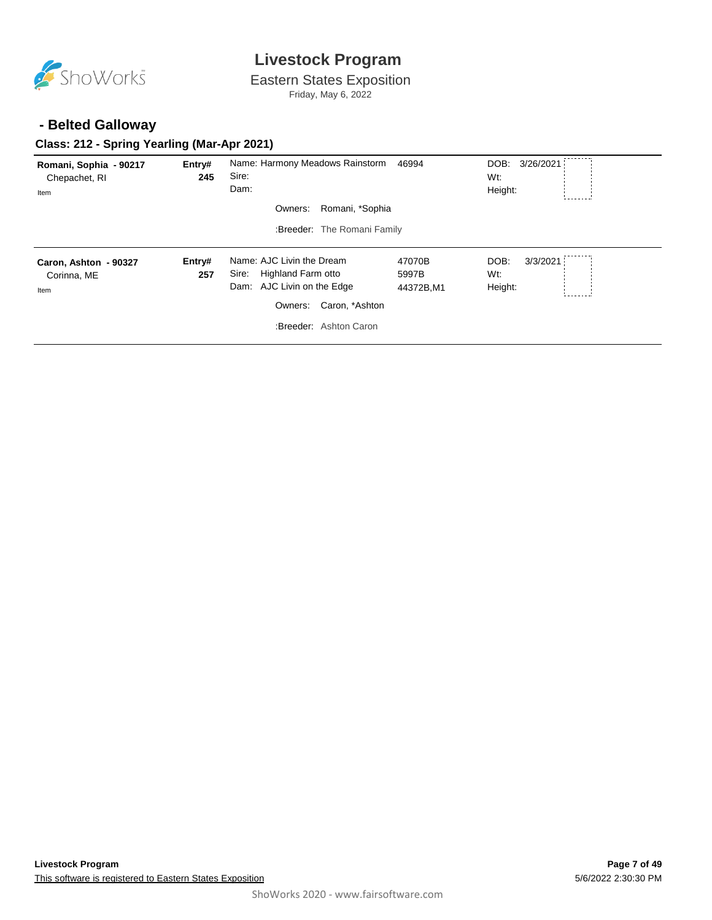# Livestock Program

Eastern States Exposition

Friday, May 6, 2022

## - Belted Galloway

### Class: 212 - Spring Yearling (Mar-Apr 2021)

**Romani, Sophia - 90217**
Chepachet, RI
Item

**Entry# 245**

Name: Harmony Meadows Rainstorm 46994
Sire:
Dam:

Owners: Romani, *Sophia

:Breeder: The Romani Family

DOB: 3/26/2021
Wt:
Height:

---

**Caron, Ashton - 90327**
Corinna, ME
Item

**Entry# 257**

Name: AJC Livin the Dream 47070B
Sire: Highland Farm otto 5997B
Dam: AJC Livin on the Edge 44372B,M1

Owners: Caron, *Ashton

:Breeder: Ashton Caron

DOB: 3/3/2021
Wt:
Height: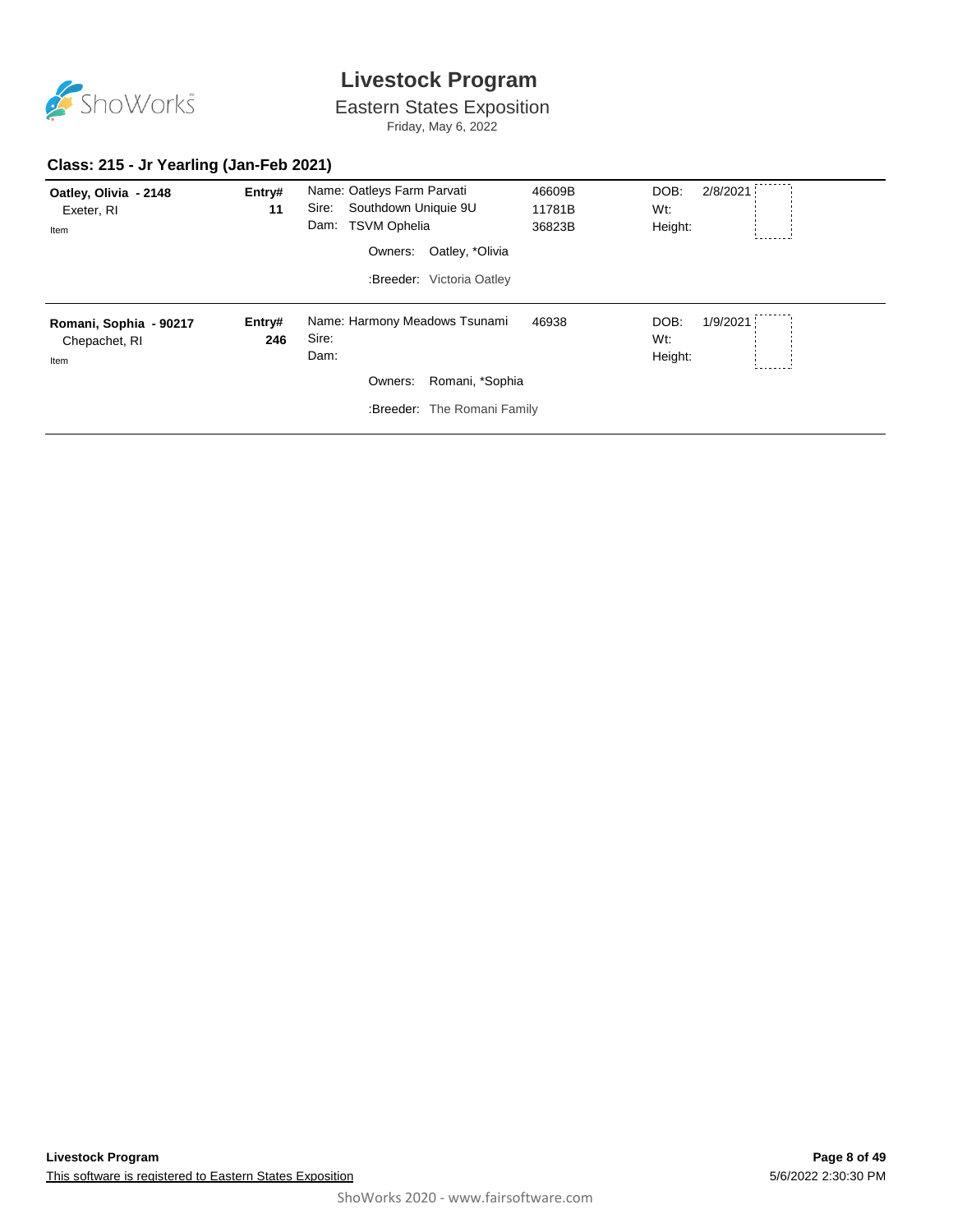# Livestock Program

## Eastern States Exposition

Friday, May 6, 2022

### Class: 215 - Jr Yearling (Jan-Feb 2021)

**Oatley, Olivia - 2148**
Exeter, RI
Item

**Entry# 11**

Name: Oatleys Farm Parvati — 46609B
Sire: Southdown Uniquie 9U — 11781B
Dam: TSVM Ophelia — 36823B

Owners: Oatley, *Olivia

:Breeder: Victoria Oatley

DOB: 2/8/2021
Wt:
Height:

---

**Romani, Sophia - 90217**
Chepachet, RI
Item

**Entry# 246**

Name: Harmony Meadows Tsunami — 46938
Sire:
Dam:

Owners: Romani, *Sophia

:Breeder: The Romani Family

DOB: 1/9/2021
Wt:
Height: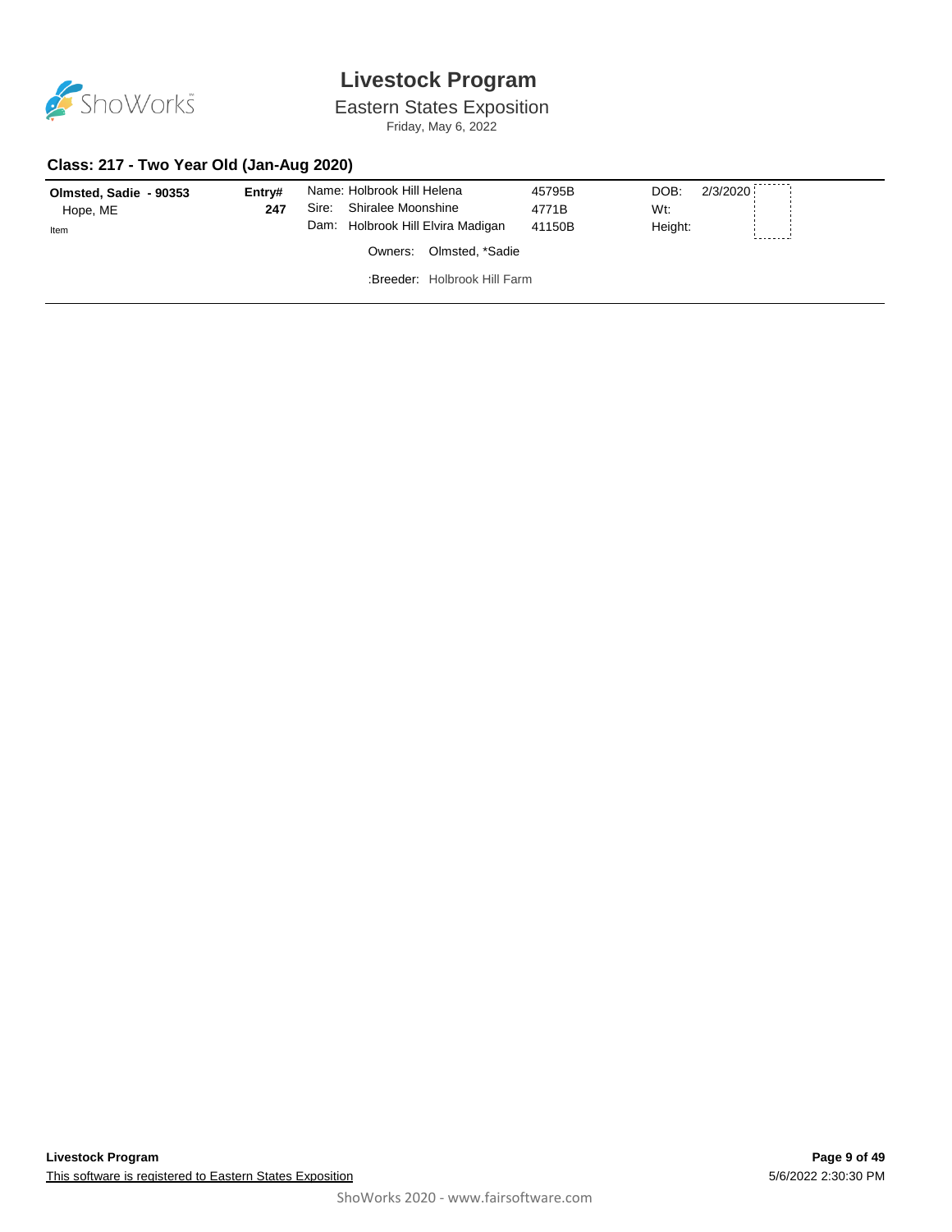# Livestock Program

Eastern States Exposition

Friday, May 6, 2022

## Class: 217 - Two Year Old (Jan-Aug 2020)

**Olmsted, Sadie - 90353**
Hope, ME
Item

**Entry#** 247

Name: Holbrook Hill Helena — 45795B
Sire: Shiralee Moonshine — 4771B
Dam: Holbrook Hill Elvira Madigan — 41150B

DOB: 2/3/2020
Wt:
Height:

Owners: Olmsted, *Sadie

:Breeder: Holbrook Hill Farm

**Livestock Program**

This software is registered to Eastern States Exposition

5/6/2022 2:30:30 PM

ShoWorks 2020 - www.fairsoftware.com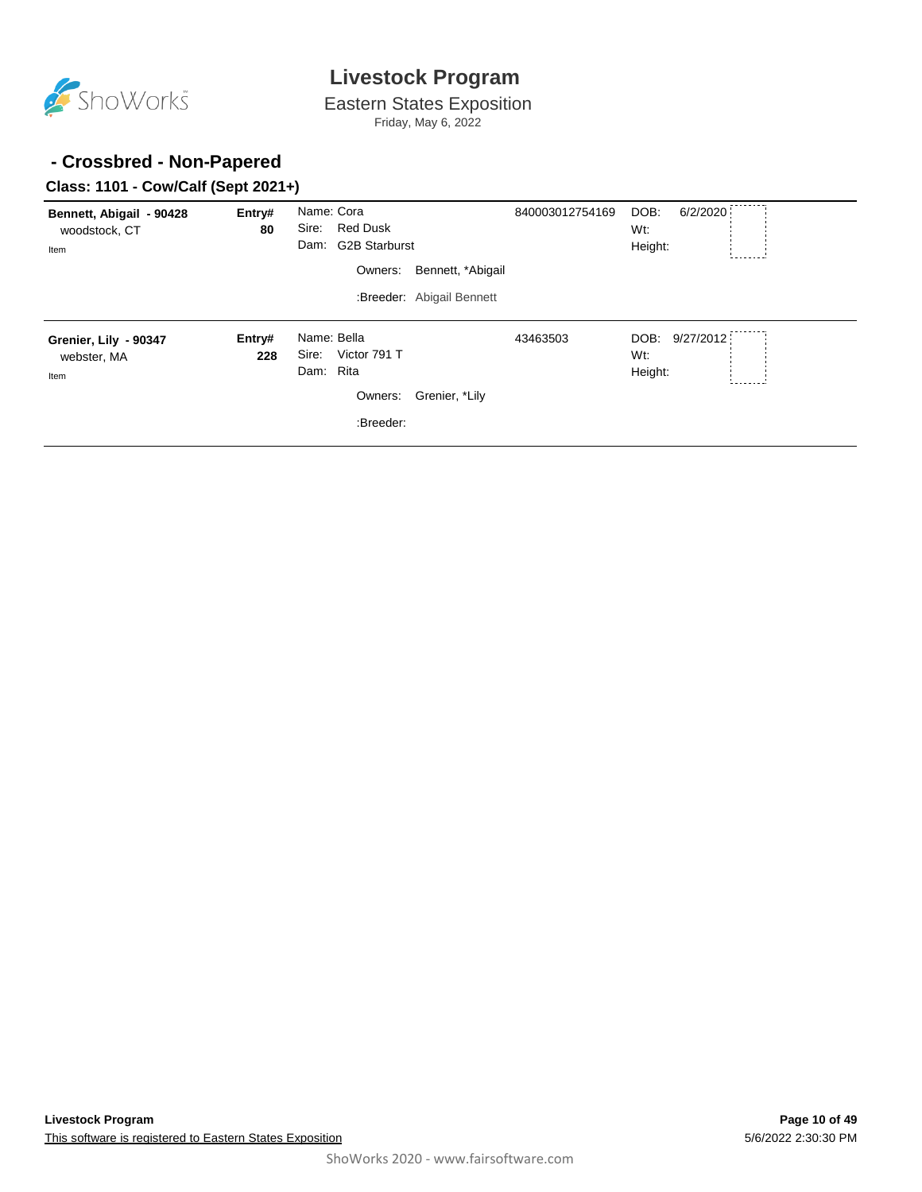# Livestock Program

Eastern States Exposition

Friday, May 6, 2022

## - Crossbred - Non-Papered

### Class: 1101 - Cow/Calf (Sept 2021+)

| Exhibitor | Entry# | Animal | ID | Details |
|---|---|---|---|---|
| **Bennett, Abigail - 90428**<br>woodstock, CT<br>Item | **80** | Name: Cora<br>Sire: Red Dusk<br>Dam: G2B Starburst<br>Owners: Bennett, *Abigail<br>:Breeder: Abigail Bennett | 840003012754169 | DOB: 6/2/2020<br>Wt:<br>Height: |
| **Grenier, Lily - 90347**<br>webster, MA<br>Item | **228** | Name: Bella<br>Sire: Victor 791 T<br>Dam: Rita<br>Owners: Grenier, *Lily<br>:Breeder: | 43463503 | DOB: 9/27/2012<br>Wt:<br>Height: |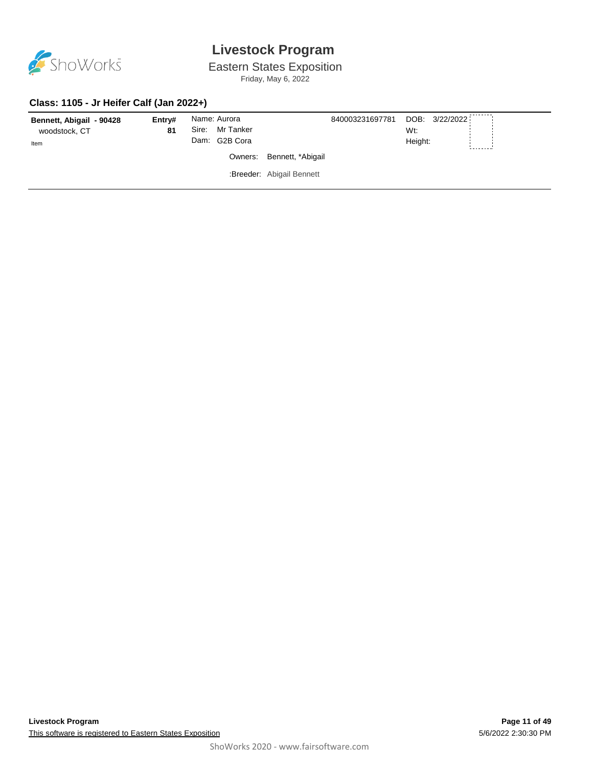# Livestock Program

## Eastern States Exposition

Friday, May 6, 2022

### Class: 1105 - Jr Heifer Calf (Jan 2022+)

| Exhibitor | Entry# | Animal | ID | Details |
|---|---|---|---|---|
| **Bennett, Abigail - 90428**<br>woodstock, CT<br>Item | **81** | Name: Aurora<br>Sire: Mr Tanker<br>Dam: G2B Cora<br>Owners: Bennett, *Abigail<br>:Breeder: Abigail Bennett | 840003231697781 | DOB: 3/22/2022<br>Wt:<br>Height: |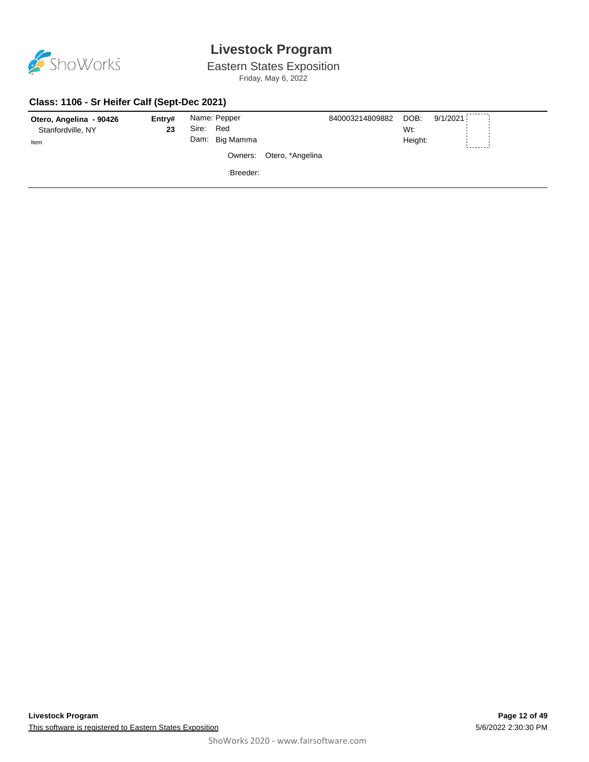# Livestock Program

Eastern States Exposition

Friday, May 6, 2022

### Class: 1106 - Sr Heifer Calf (Sept-Dec 2021)

| Exhibitor | Entry# | Animal | ID | Details |
|---|---|---|---|---|
| **Otero, Angelina - 90426**<br>Stanfordville, NY<br>Item | **23** | Name: Pepper<br>Sire: Red<br>Dam: Big Mamma<br>Owners: Otero, *Angelina<br>:Breeder: | 840003214809882 | DOB: 9/1/2021<br>Wt:<br>Height: |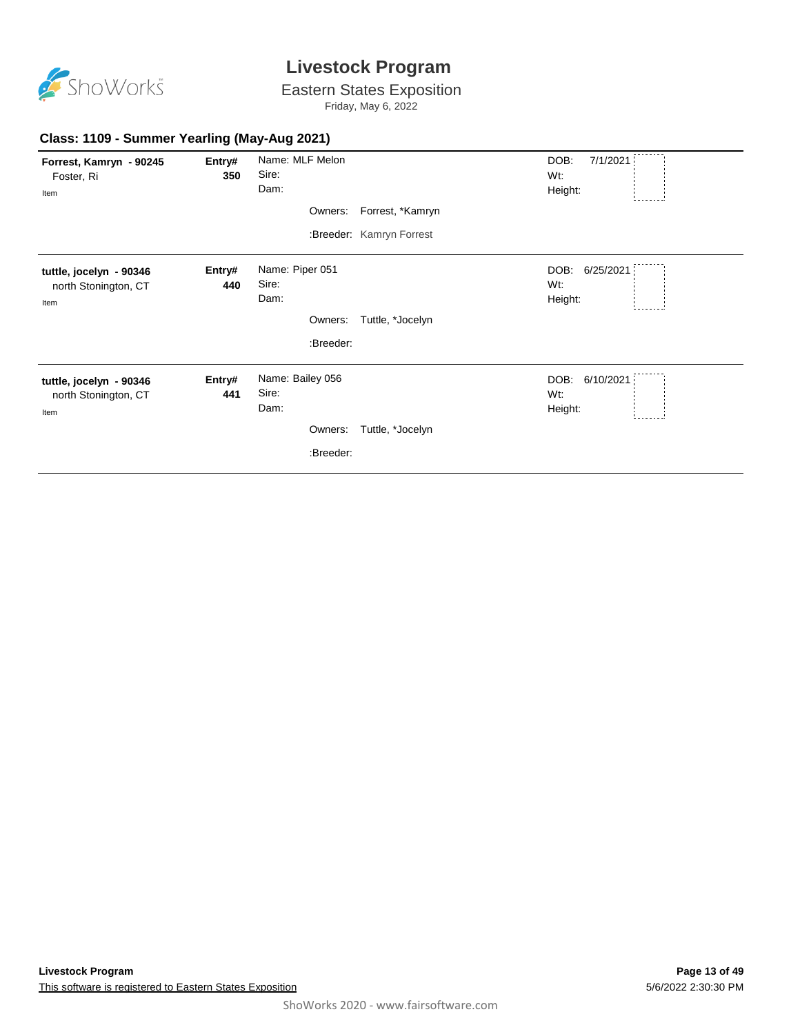# Livestock Program

## Eastern States Exposition

Friday, May 6, 2022

### Class: 1109 - Summer Yearling (May-Aug 2021)

| Exhibitor | Entry# | Animal | | DOB / Wt / Height |
|---|---|---|---|---|
| **Forrest, Kamryn - 90245**<br>Foster, Ri<br>Item | **350** | Name: MLF Melon<br>Sire:<br>Dam: | Owners: Forrest, *Kamryn<br>:Breeder: Kamryn Forrest | DOB: 7/1/2021<br>Wt:<br>Height: |
| **tuttle, jocelyn - 90346**<br>north Stonington, CT<br>Item | **440** | Name: Piper 051<br>Sire:<br>Dam: | Owners: Tuttle, *Jocelyn<br>:Breeder: | DOB: 6/25/2021<br>Wt:<br>Height: |
| **tuttle, jocelyn - 90346**<br>north Stonington, CT<br>Item | **441** | Name: Bailey 056<br>Sire:<br>Dam: | Owners: Tuttle, *Jocelyn<br>:Breeder: | DOB: 6/10/2021<br>Wt:<br>Height: |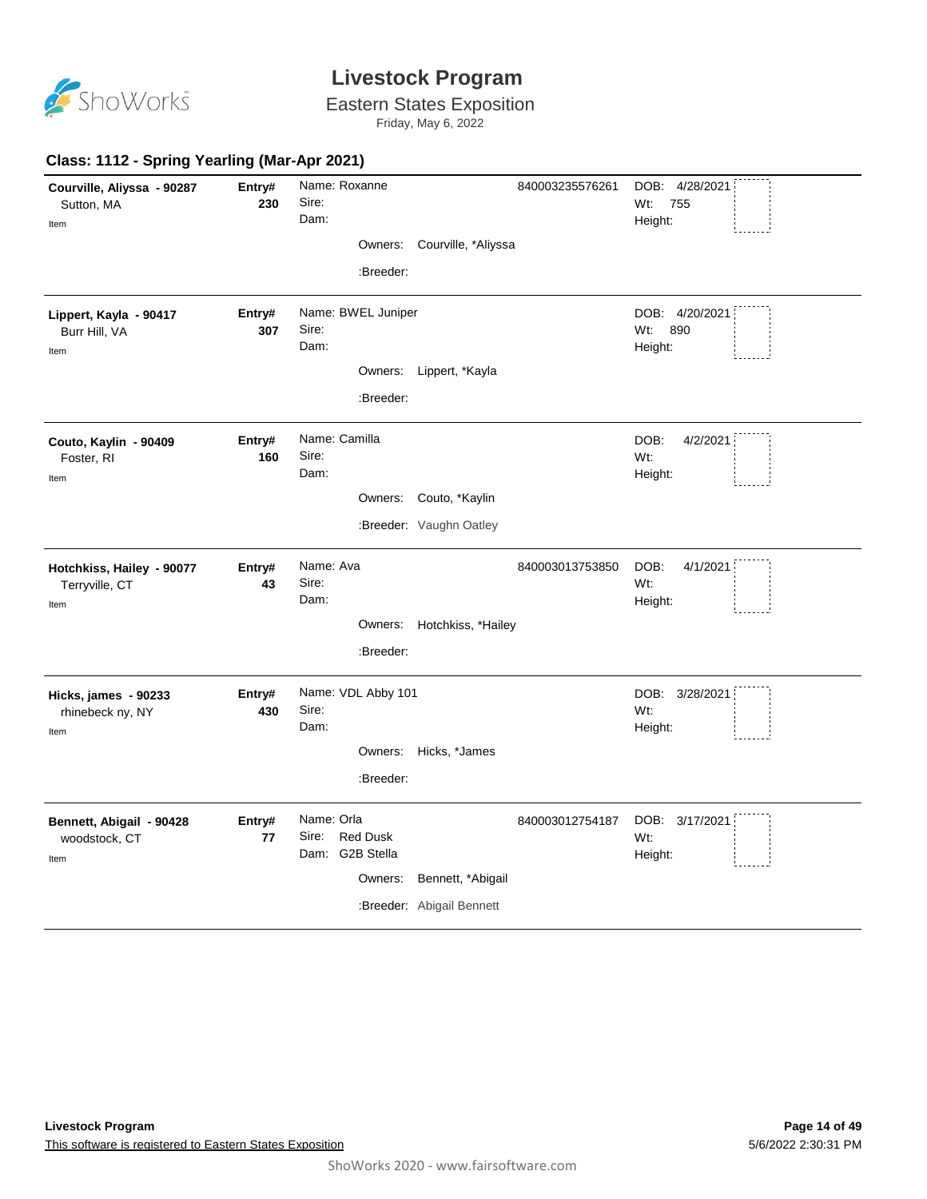# Livestock Program

## Eastern States Exposition

Friday, May 6, 2022

### Class: 1112 - Spring Yearling (Mar-Apr 2021)

| Exhibitor | Entry# | Animal | ID | Details |
|---|---|---|---|---|
| **Courville, Aliyssa - 90287**<br>Sutton, MA<br>Item | **230** | Name: Roxanne<br>Sire:<br>Dam:<br>Owners: Courville, *Aliyssa<br>:Breeder: | 840003235576261 | DOB: 4/28/2021<br>Wt: 755<br>Height: |
| **Lippert, Kayla - 90417**<br>Burr Hill, VA<br>Item | **307** | Name: BWEL Juniper<br>Sire:<br>Dam:<br>Owners: Lippert, *Kayla<br>:Breeder: | | DOB: 4/20/2021<br>Wt: 890<br>Height: |
| **Couto, Kaylin - 90409**<br>Foster, RI<br>Item | **160** | Name: Camilla<br>Sire:<br>Dam:<br>Owners: Couto, *Kaylin<br>:Breeder: Vaughn Oatley | | DOB: 4/2/2021<br>Wt:<br>Height: |
| **Hotchkiss, Hailey - 90077**<br>Terryville, CT<br>Item | **43** | Name: Ava<br>Sire:<br>Dam:<br>Owners: Hotchkiss, *Hailey<br>:Breeder: | 840003013753850 | DOB: 4/1/2021<br>Wt:<br>Height: |
| **Hicks, james - 90233**<br>rhinebeck ny, NY<br>Item | **430** | Name: VDL Abby 101<br>Sire:<br>Dam:<br>Owners: Hicks, *James<br>:Breeder: | | DOB: 3/28/2021<br>Wt:<br>Height: |
| **Bennett, Abigail - 90428**<br>woodstock, CT<br>Item | **77** | Name: Orla<br>Sire: Red Dusk<br>Dam: G2B Stella<br>Owners: Bennett, *Abigail<br>:Breeder: Abigail Bennett | 840003012754187 | DOB: 3/17/2021<br>Wt:<br>Height: |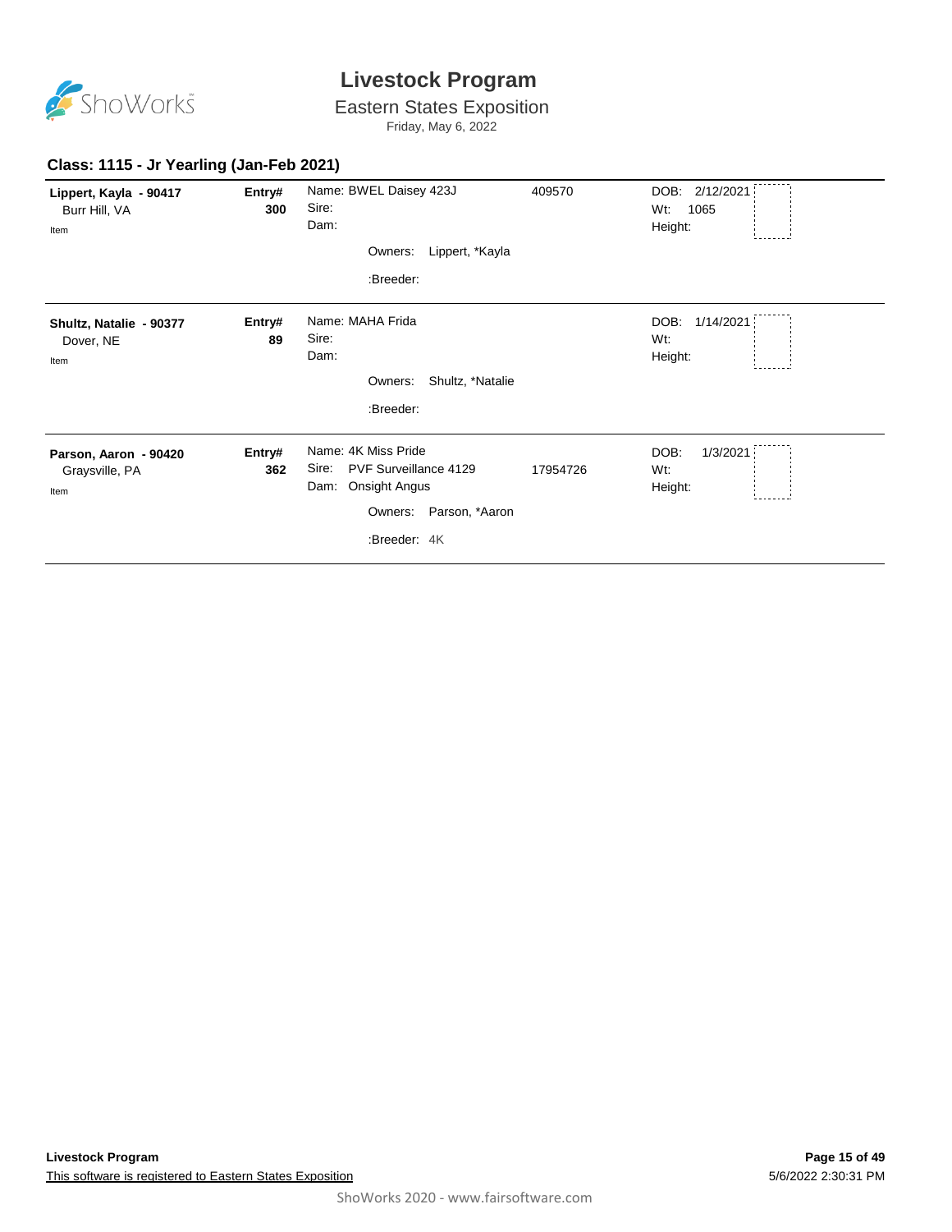# Livestock Program

## Eastern States Exposition

Friday, May 6, 2022

### Class: 1115 - Jr Yearling (Jan-Feb 2021)

| Exhibitor | Entry# | Animal | Reg # | Details |
|---|---|---|---|---|
| **Lippert, Kayla - 90417**<br>Burr Hill, VA<br>Item | **300** | Name: BWEL Daisey 423J<br>Sire:<br>Dam:<br>Owners: Lippert, *Kayla<br>:Breeder: | 409570 | DOB: 2/12/2021<br>Wt: 1065<br>Height: |
| **Shultz, Natalie - 90377**<br>Dover, NE<br>Item | **89** | Name: MAHA Frida<br>Sire:<br>Dam:<br>Owners: Shultz, *Natalie<br>:Breeder: | | DOB: 1/14/2021<br>Wt:<br>Height: |
| **Parson, Aaron - 90420**<br>Graysville, PA<br>Item | **362** | Name: 4K Miss Pride<br>Sire: PVF Surveillance 4129<br>Dam: Onsight Angus<br>Owners: Parson, *Aaron<br>:Breeder: 4K | 17954726 | DOB: 1/3/2021<br>Wt:<br>Height: |

**Livestock Program**

This software is registered to Eastern States Exposition

5/6/2022 2:30:31 PM

ShoWorks 2020 - www.fairsoftware.com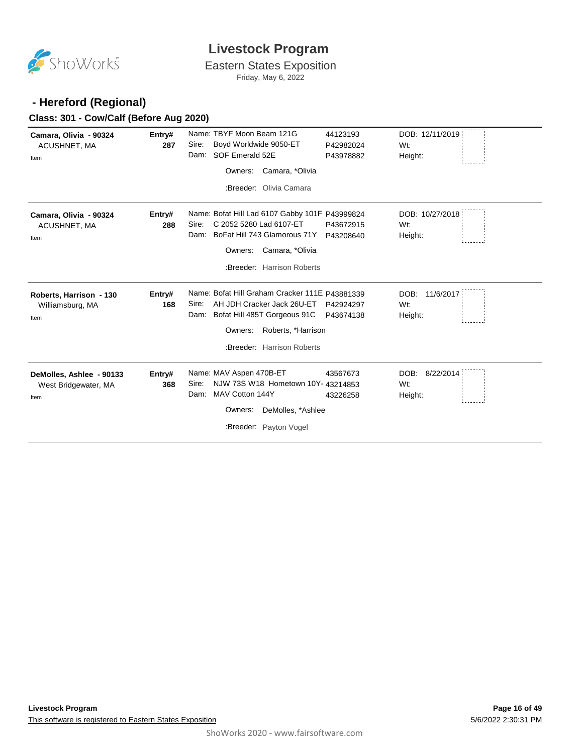# Livestock Program

Eastern States Exposition

Friday, May 6, 2022

## - Hereford (Regional)

### Class: 301 - Cow/Calf (Before Aug 2020)

| Exhibitor | Entry# | Animal | Reg# | Details |
|---|---|---|---|---|
| **Camara, Olivia - 90324**<br>ACUSHNET, MA<br>Item | **287** | Name: TBYF Moon Beam 121G<br>Sire: Boyd Worldwide 9050-ET<br>Dam: SOF Emerald 52E<br>Owners: Camara, *Olivia<br>:Breeder: Olivia Camara | 44123193<br>P42982024<br>P43978882 | DOB: 12/11/2019<br>Wt:<br>Height: |
| **Camara, Olivia - 90324**<br>ACUSHNET, MA<br>Item | **288** | Name: Bofat Hill Lad 6107 Gabby 101F<br>Sire: C 2052 5280 Lad 6107-ET<br>Dam: BoFat Hill 743 Glamorous 71Y<br>Owners: Camara, *Olivia<br>:Breeder: Harrison Roberts | P43999824<br>P43672915<br>P43208640 | DOB: 10/27/2018<br>Wt:<br>Height: |
| **Roberts, Harrison - 130**<br>Williamsburg, MA<br>Item | **168** | Name: Bofat Hill Graham Cracker 111E<br>Sire: AH JDH Cracker Jack 26U-ET<br>Dam: Bofat Hill 485T Gorgeous 91C<br>Owners: Roberts, *Harrison<br>:Breeder: Harrison Roberts | P43881339<br>P42924297<br>P43674138 | DOB: 11/6/2017<br>Wt:<br>Height: |
| **DeMolles, Ashlee - 90133**<br>West Bridgewater, MA<br>Item | **368** | Name: MAV Aspen 470B-ET<br>Sire: NJW 73S W18 Hometown 10Y-<br>Dam: MAV Cotton 144Y<br>Owners: DeMolles, *Ashlee<br>:Breeder: Payton Vogel | 43567673<br>43214853<br>43226258 | DOB: 8/22/2014<br>Wt:<br>Height: |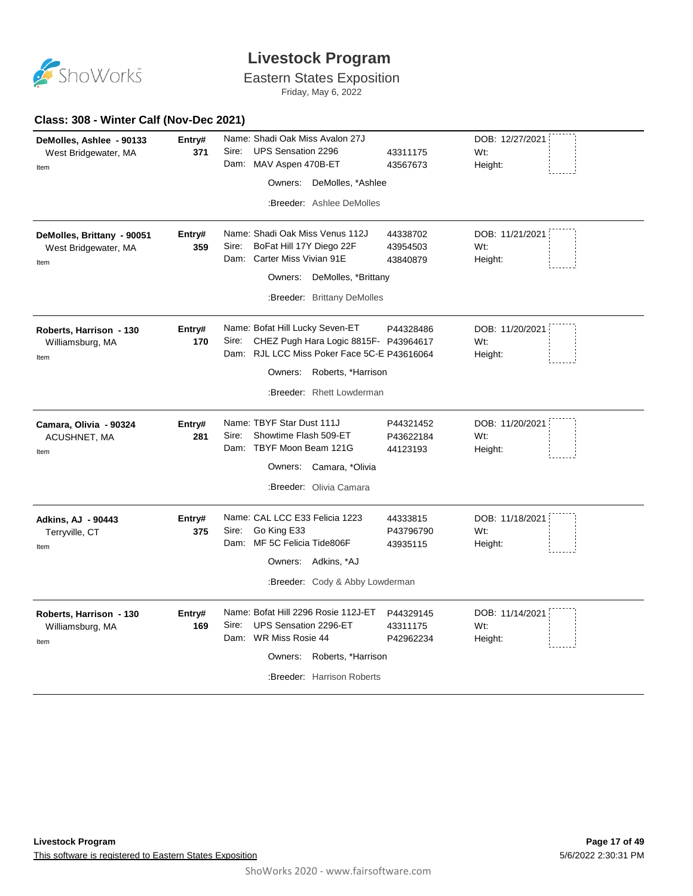# Livestock Program

Eastern States Exposition

Friday, May 6, 2022

### Class: 308 - Winter Calf (Nov-Dec 2021)

| Exhibitor | Entry# | Animal | Reg# | Info |
|---|---|---|---|---|
| **DeMolles, Ashlee - 90133**<br>West Bridgewater, MA<br>Item | **371** | Name: Shadi Oak Miss Avalon 27J<br>Sire: UPS Sensation 2296<br>Dam: MAV Aspen 470B-ET<br>Owners: DeMolles, *Ashlee<br>:Breeder: Ashlee DeMolles | <br>43311175<br>43567673 | DOB: 12/27/2021<br>Wt:<br>Height: |
| **DeMolles, Brittany - 90051**<br>West Bridgewater, MA<br>Item | **359** | Name: Shadi Oak Miss Venus 112J<br>Sire: BoFat Hill 17Y Diego 22F<br>Dam: Carter Miss Vivian 91E<br>Owners: DeMolles, *Brittany<br>:Breeder: Brittany DeMolles | 44338702<br>43954503<br>43840879 | DOB: 11/21/2021<br>Wt:<br>Height: |
| **Roberts, Harrison - 130**<br>Williamsburg, MA<br>Item | **170** | Name: Bofat Hill Lucky Seven-ET<br>Sire: CHEZ Pugh Hara Logic 8815F-<br>Dam: RJL LCC Miss Poker Face 5C-E<br>Owners: Roberts, *Harrison<br>:Breeder: Rhett Lowderman | P44328486<br>P43964617<br>P43616064 | DOB: 11/20/2021<br>Wt:<br>Height: |
| **Camara, Olivia - 90324**<br>ACUSHNET, MA<br>Item | **281** | Name: TBYF Star Dust 111J<br>Sire: Showtime Flash 509-ET<br>Dam: TBYF Moon Beam 121G<br>Owners: Camara, *Olivia<br>:Breeder: Olivia Camara | P44321452<br>P43622184<br>44123193 | DOB: 11/20/2021<br>Wt:<br>Height: |
| **Adkins, AJ - 90443**<br>Terryville, CT<br>Item | **375** | Name: CAL LCC E33 Felicia 1223<br>Sire: Go King E33<br>Dam: MF 5C Felicia Tide806F<br>Owners: Adkins, *AJ<br>:Breeder: Cody & Abby Lowderman | 44333815<br>P43796790<br>43935115 | DOB: 11/18/2021<br>Wt:<br>Height: |
| **Roberts, Harrison - 130**<br>Williamsburg, MA<br>Item | **169** | Name: Bofat Hill 2296 Rosie 112J-ET<br>Sire: UPS Sensation 2296-ET<br>Dam: WR Miss Rosie 44<br>Owners: Roberts, *Harrison<br>:Breeder: Harrison Roberts | P44329145<br>43311175<br>P42962234 | DOB: 11/14/2021<br>Wt:<br>Height: |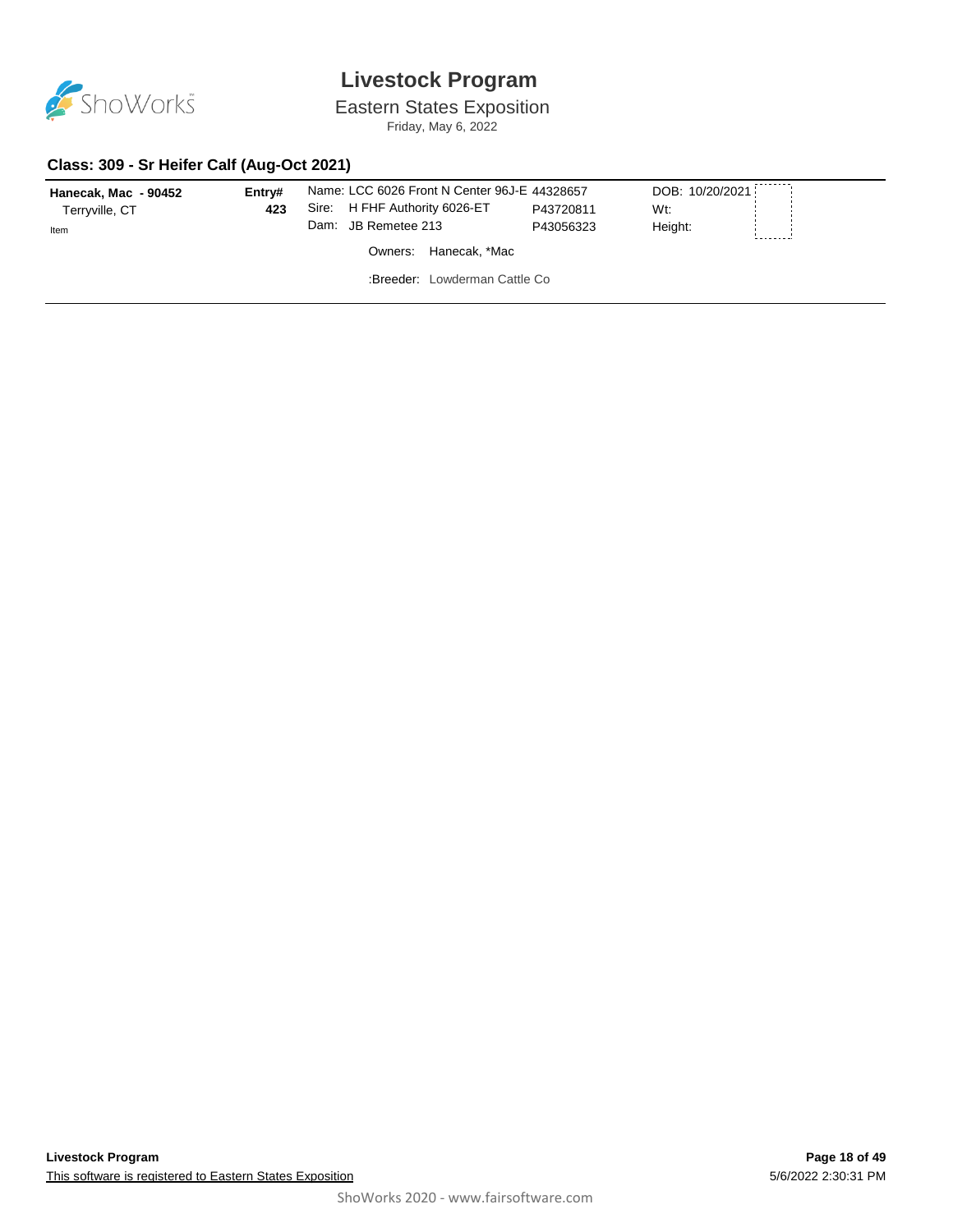# Livestock Program

Eastern States Exposition

Friday, May 6, 2022

### Class: 309 - Sr Heifer Calf (Aug-Oct 2021)

**Hanecak, Mac - 90452**
Terryville, CT
Item

**Entry#** **423**

Name: LCC 6026 Front N Center 96J-E 44328657
Sire: H FHF Authority 6026-ET P43720811
Dam: JB Remetee 213 P43056323

Owners: Hanecak, *Mac

:Breeder: Lowderman Cattle Co

DOB: 10/20/2021
Wt:
Height: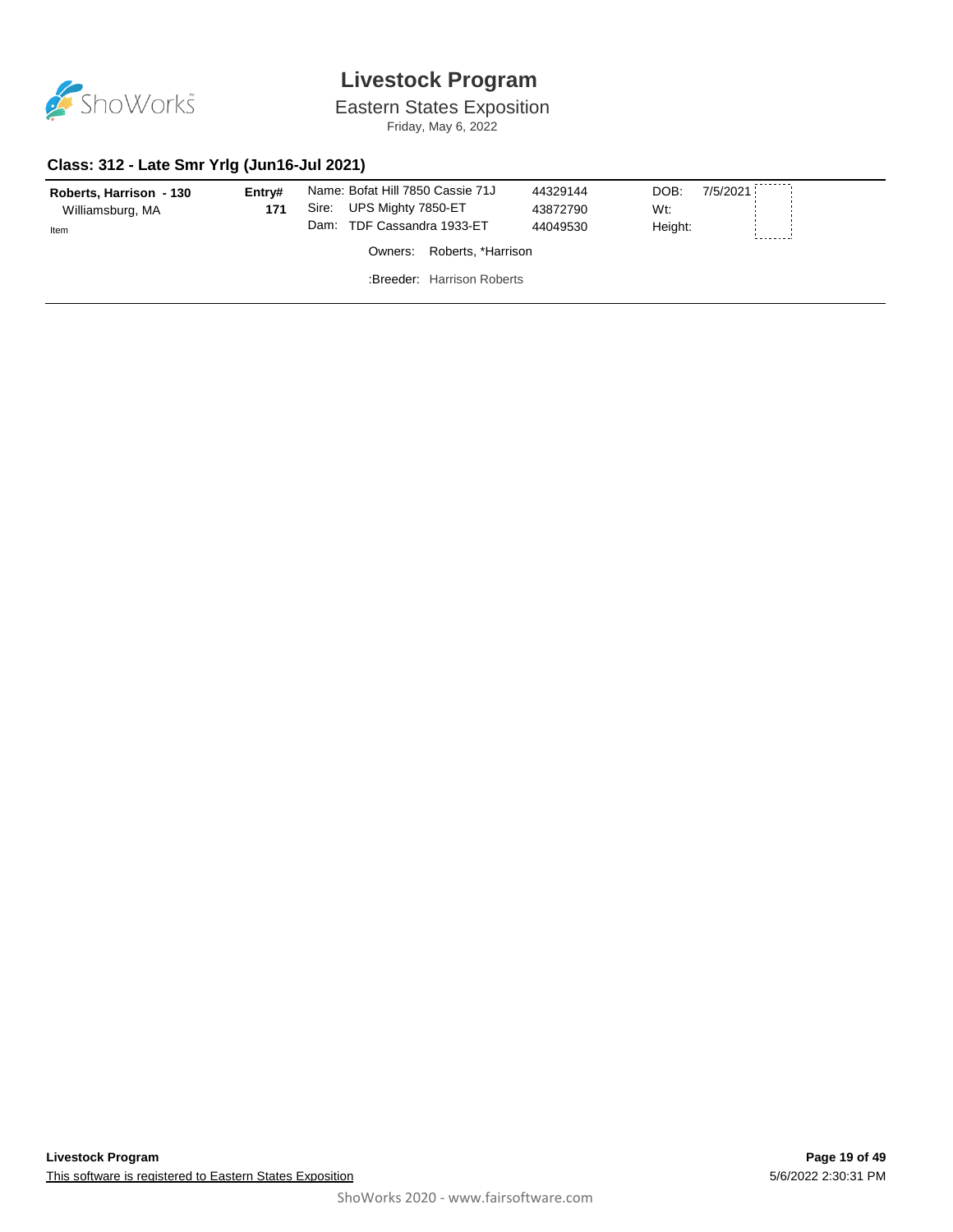# Livestock Program

Eastern States Exposition

Friday, May 6, 2022

### Class: 312 - Late Smr Yrlg (Jun16-Jul 2021)

**Roberts, Harrison - 130**
Williamsburg, MA
Item

**Entry#**
**171**

Name: Bofat Hill 7850 Cassie 71J — 44329144
Sire: UPS Mighty 7850-ET — 43872790
Dam: TDF Cassandra 1933-ET — 44049530

DOB: 7/5/2021
Wt:
Height:

Owners: Roberts, *Harrison

:Breeder: Harrison Roberts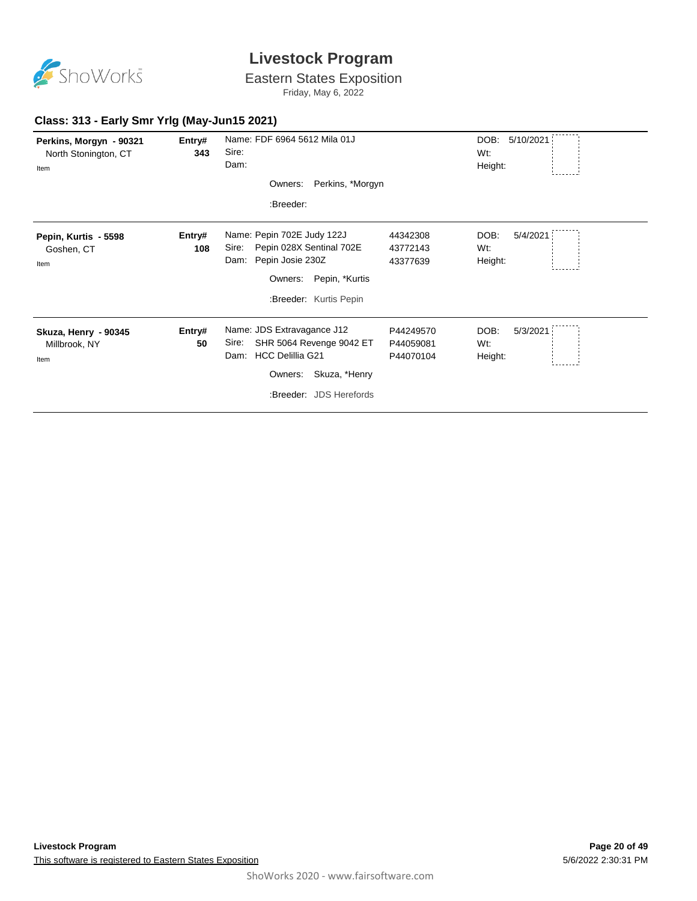# Livestock Program

## Eastern States Exposition

Friday, May 6, 2022

### Class: 313 - Early Smr Yrlg (May-Jun15 2021)

| Exhibitor | Entry# | Animal | Reg. # | Details |
|---|---|---|---|---|
| **Perkins, Morgyn - 90321**<br>North Stonington, CT<br>Item | **343** | Name: FDF 6964 5612 Mila 01J<br>Sire:<br>Dam:<br>Owners: Perkins, *Morgyn<br>:Breeder: | | DOB: 5/10/2021<br>Wt:<br>Height: |
| **Pepin, Kurtis - 5598**<br>Goshen, CT<br>Item | **108** | Name: Pepin 702E Judy 122J<br>Sire: Pepin 028X Sentinal 702E<br>Dam: Pepin Josie 230Z<br>Owners: Pepin, *Kurtis<br>:Breeder: Kurtis Pepin | 44342308<br>43772143<br>43377639 | DOB: 5/4/2021<br>Wt:<br>Height: |
| **Skuza, Henry - 90345**<br>Millbrook, NY<br>Item | **50** | Name: JDS Extravagance J12<br>Sire: SHR 5064 Revenge 9042 ET<br>Dam: HCC Delillia G21<br>Owners: Skuza, *Henry<br>:Breeder: JDS Herefords | P44249570<br>P44059081<br>P44070104 | DOB: 5/3/2021<br>Wt:<br>Height: |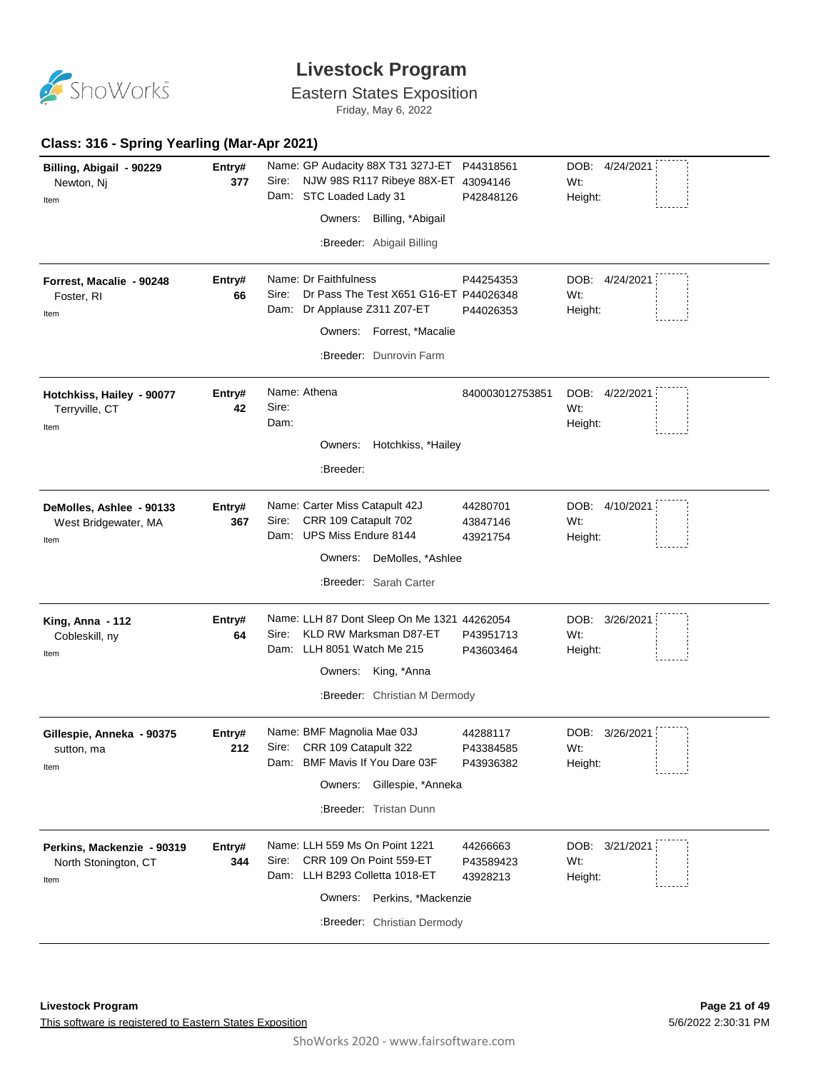# Livestock Program

Eastern States Exposition

Friday, May 6, 2022

## Class: 316 - Spring Yearling (Mar-Apr 2021)

| Exhibitor | Entry# | Animal | Reg. # | DOB / Wt / Height |
|---|---|---|---|---|
| **Billing, Abigail - 90229**<br>Newton, Nj<br>Item | **377** | Name: GP Audacity 88X T31 327J-ET<br>Sire: NJW 98S R117 Ribeye 88X-ET<br>Dam: STC Loaded Lady 31<br>Owners: Billing, *Abigail<br>:Breeder: Abigail Billing | P44318561<br>43094146<br>P42848126 | DOB: 4/24/2021<br>Wt:<br>Height: |
| **Forrest, Macalie - 90248**<br>Foster, RI<br>Item | **66** | Name: Dr Faithfulness<br>Sire: Dr Pass The Test X651 G16-ET<br>Dam: Dr Applause Z311 Z07-ET<br>Owners: Forrest, *Macalie<br>:Breeder: Dunrovin Farm | P44254353<br>P44026348<br>P44026353 | DOB: 4/24/2021<br>Wt:<br>Height: |
| **Hotchkiss, Hailey - 90077**<br>Terryville, CT<br>Item | **42** | Name: Athena<br>Sire:<br>Dam:<br>Owners: Hotchkiss, *Hailey<br>:Breeder: | 840003012753851 | DOB: 4/22/2021<br>Wt:<br>Height: |
| **DeMolles, Ashlee - 90133**<br>West Bridgewater, MA<br>Item | **367** | Name: Carter Miss Catapult 42J<br>Sire: CRR 109 Catapult 702<br>Dam: UPS Miss Endure 8144<br>Owners: DeMolles, *Ashlee<br>:Breeder: Sarah Carter | 44280701<br>43847146<br>43921754 | DOB: 4/10/2021<br>Wt:<br>Height: |
| **King, Anna - 112**<br>Cobleskill, ny<br>Item | **64** | Name: LLH 87 Dont Sleep On Me 1321<br>Sire: KLD RW Marksman D87-ET<br>Dam: LLH 8051 Watch Me 215<br>Owners: King, *Anna<br>:Breeder: Christian M Dermody | 44262054<br>P43951713<br>P43603464 | DOB: 3/26/2021<br>Wt:<br>Height: |
| **Gillespie, Anneka - 90375**<br>sutton, ma<br>Item | **212** | Name: BMF Magnolia Mae 03J<br>Sire: CRR 109 Catapult 322<br>Dam: BMF Mavis If You Dare 03F<br>Owners: Gillespie, *Anneka<br>:Breeder: Tristan Dunn | 44288117<br>P43384585<br>P43936382 | DOB: 3/26/2021<br>Wt:<br>Height: |
| **Perkins, Mackenzie - 90319**<br>North Stonington, CT<br>Item | **344** | Name: LLH 559 Ms On Point 1221<br>Sire: CRR 109 On Point 559-ET<br>Dam: LLH B293 Colletta 1018-ET<br>Owners: Perkins, *Mackenzie<br>:Breeder: Christian Dermody | 44266663<br>P43589423<br>43928213 | DOB: 3/21/2021<br>Wt:<br>Height: |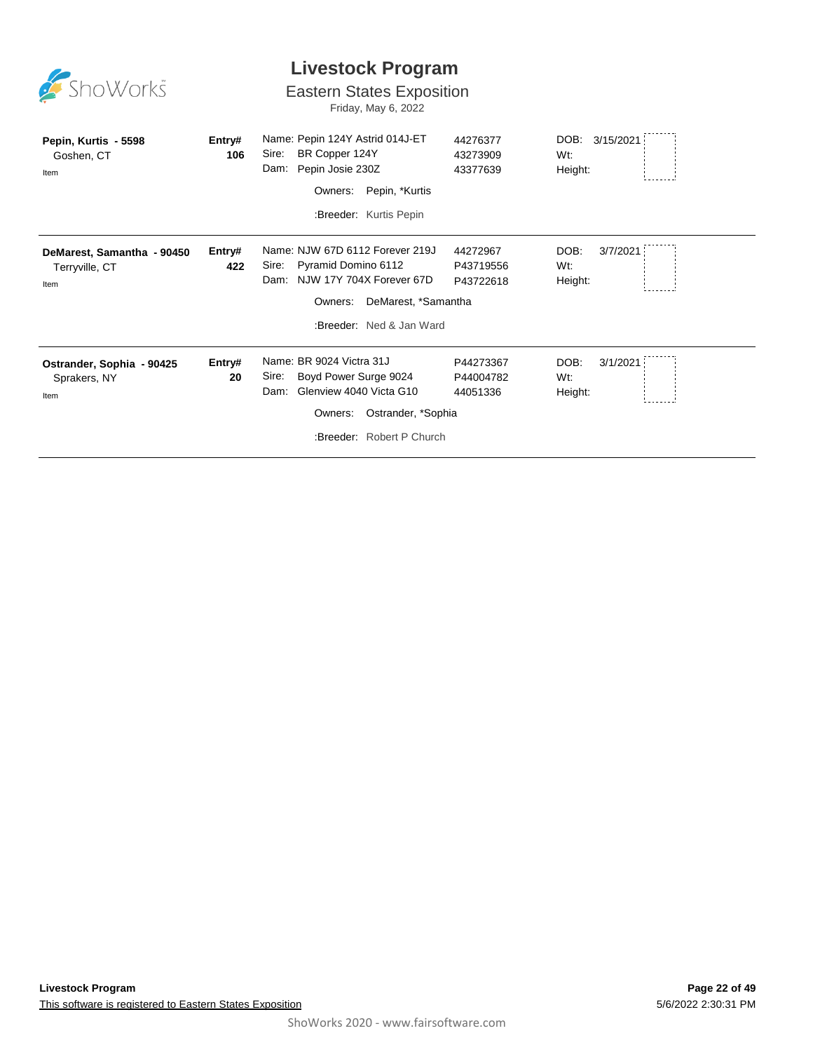# Livestock Program

## Eastern States Exposition

Friday, May 6, 2022

| Exhibitor | Entry# | Animal | Reg. # | Details |
|---|---|---|---|---|
| **Pepin, Kurtis - 5598**<br>Goshen, CT<br>Item | **Entry#**<br>**106** | Name: Pepin 124Y Astrid 014J-ET<br>Sire: BR Copper 124Y<br>Dam: Pepin Josie 230Z<br>Owners: Pepin, *Kurtis<br>:Breeder: Kurtis Pepin | 44276377<br>43273909<br>43377639 | DOB: 3/15/2021<br>Wt:<br>Height: |
| **DeMarest, Samantha - 90450**<br>Terryville, CT<br>Item | **Entry#**<br>**422** | Name: NJW 67D 6112 Forever 219J<br>Sire: Pyramid Domino 6112<br>Dam: NJW 17Y 704X Forever 67D<br>Owners: DeMarest, *Samantha<br>:Breeder: Ned & Jan Ward | 44272967<br>P43719556<br>P43722618 | DOB: 3/7/2021<br>Wt:<br>Height: |
| **Ostrander, Sophia - 90425**<br>Sprakers, NY<br>Item | **Entry#**<br>**20** | Name: BR 9024 Victra 31J<br>Sire: Boyd Power Surge 9024<br>Dam: Glenview 4040 Victa G10<br>Owners: Ostrander, *Sophia<br>:Breeder: Robert P Church | P44273367<br>P44004782<br>44051336 | DOB: 3/1/2021<br>Wt:<br>Height: |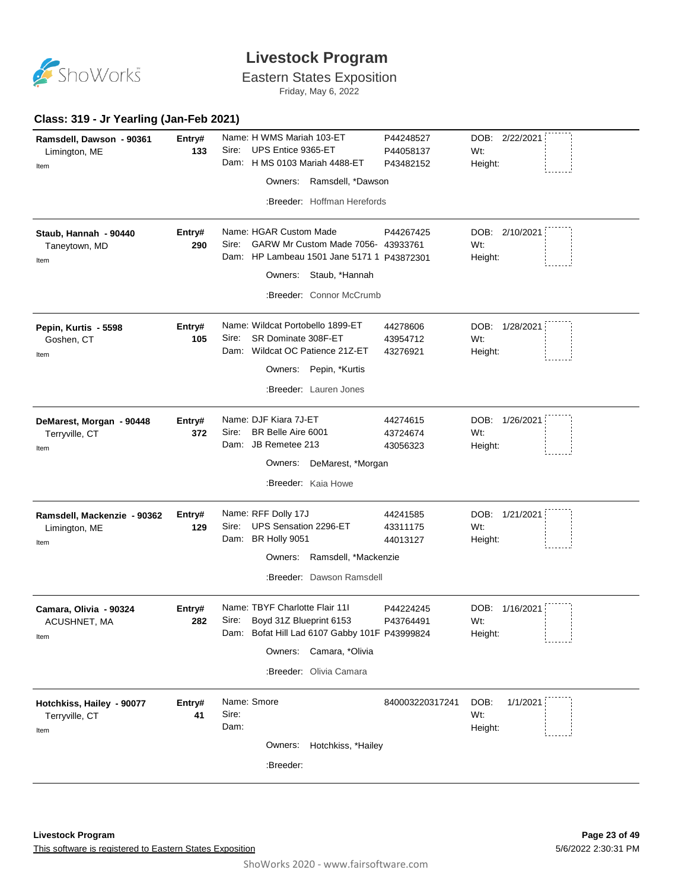# Livestock Program

Eastern States Exposition

Friday, May 6, 2022

## Class: 319 - Jr Yearling (Jan-Feb 2021)

**Ramsdell, Dawson - 90361**
Limington, ME
Item

**Entry# 133**

Name: H WMS Mariah 103-ET — P44248527
Sire: UPS Entice 9365-ET — P44058137
Dam: H MS 0103 Mariah 4488-ET — P43482152

Owners: Ramsdell, *Dawson

:Breeder: Hoffman Herefords

DOB: 2/22/2021
Wt:
Height:

---

**Staub, Hannah - 90440**
Taneytown, MD
Item

**Entry# 290**

Name: HGAR Custom Made — P44267425
Sire: GARW Mr Custom Made 7056- — 43933761
Dam: HP Lambeau 1501 Jane 5171 1 — P43872301

Owners: Staub, *Hannah

:Breeder: Connor McCrumb

DOB: 2/10/2021
Wt:
Height:

---

**Pepin, Kurtis - 5598**
Goshen, CT
Item

**Entry# 105**

Name: Wildcat Portobello 1899-ET — 44278606
Sire: SR Dominate 308F-ET — 43954712
Dam: Wildcat OC Patience 21Z-ET — 43276921

Owners: Pepin, *Kurtis

:Breeder: Lauren Jones

DOB: 1/28/2021
Wt:
Height:

---

**DeMarest, Morgan - 90448**
Terryville, CT
Item

**Entry# 372**

Name: DJF Kiara 7J-ET — 44274615
Sire: BR Belle Aire 6001 — 43724674
Dam: JB Remetee 213 — 43056323

Owners: DeMarest, *Morgan

:Breeder: Kaia Howe

DOB: 1/26/2021
Wt:
Height:

---

**Ramsdell, Mackenzie - 90362**
Limington, ME
Item

**Entry# 129**

Name: RFF Dolly 17J — 44241585
Sire: UPS Sensation 2296-ET — 43311175
Dam: BR Holly 9051 — 44013127

Owners: Ramsdell, *Mackenzie

:Breeder: Dawson Ramsdell

DOB: 1/21/2021
Wt:
Height:

---

**Camara, Olivia - 90324**
ACUSHNET, MA
Item

**Entry# 282**

Name: TBYF Charlotte Flair 11I — P44224245
Sire: Boyd 31Z Blueprint 6153 — P43764491
Dam: Bofat Hill Lad 6107 Gabby 101F — P43999824

Owners: Camara, *Olivia

:Breeder: Olivia Camara

DOB: 1/16/2021
Wt:
Height:

---

**Hotchkiss, Hailey - 90077**
Terryville, CT
Item

**Entry# 41**

Name: Smore — 840003220317241
Sire:
Dam:

Owners: Hotchkiss, *Hailey

:Breeder:

DOB: 1/1/2021
Wt:
Height:

---

**Livestock Program**

This software is registered to Eastern States Exposition

5/6/2022 2:30:31 PM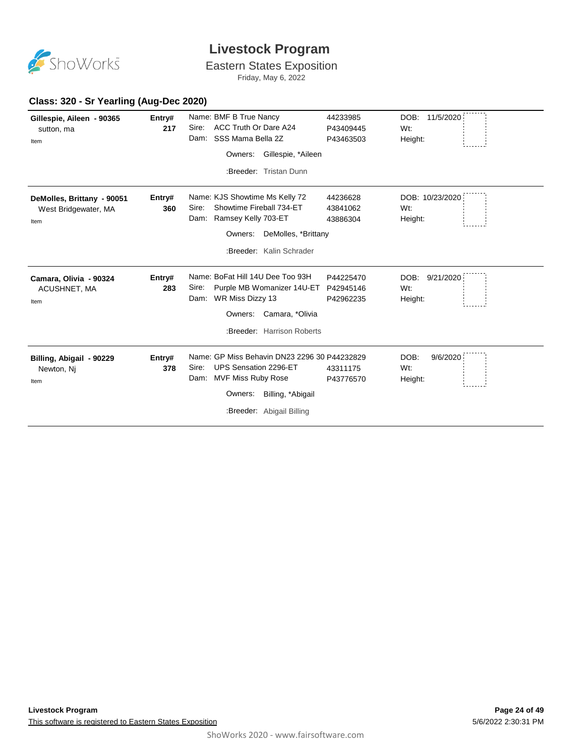# Livestock Program

## Eastern States Exposition

Friday, May 6, 2022

### Class: 320 - Sr Yearling (Aug-Dec 2020)

| Exhibitor | Entry# | Animal | Reg # | Details |
|---|---|---|---|---|
| **Gillespie, Aileen - 90365**<br>sutton, ma<br>Item | **217** | Name: BMF B True Nancy<br>Sire: ACC Truth Or Dare A24<br>Dam: SSS Mama Bella 2Z<br>Owners: Gillespie, *Aileen<br>:Breeder: Tristan Dunn | 44233985<br>P43409445<br>P43463503 | DOB: 11/5/2020<br>Wt:<br>Height: |
| **DeMolles, Brittany - 90051**<br>West Bridgewater, MA<br>Item | **360** | Name: KJS Showtime Ms Kelly 72<br>Sire: Showtime Fireball 734-ET<br>Dam: Ramsey Kelly 703-ET<br>Owners: DeMolles, *Brittany<br>:Breeder: Kalin Schrader | 44236628<br>43841062<br>43886304 | DOB: 10/23/2020<br>Wt:<br>Height: |
| **Camara, Olivia - 90324**<br>ACUSHNET, MA<br>Item | **283** | Name: BoFat Hill 14U Dee Too 93H<br>Sire: Purple MB Womanizer 14U-ET<br>Dam: WR Miss Dizzy 13<br>Owners: Camara, *Olivia<br>:Breeder: Harrison Roberts | P44225470<br>P42945146<br>P42962235 | DOB: 9/21/2020<br>Wt:<br>Height: |
| **Billing, Abigail - 90229**<br>Newton, Nj<br>Item | **378** | Name: GP Miss Behavin DN23 2296 30<br>Sire: UPS Sensation 2296-ET<br>Dam: MVF Miss Ruby Rose<br>Owners: Billing, *Abigail<br>:Breeder: Abigail Billing | P44232829<br>43311175<br>P43776570 | DOB: 9/6/2020<br>Wt:<br>Height: |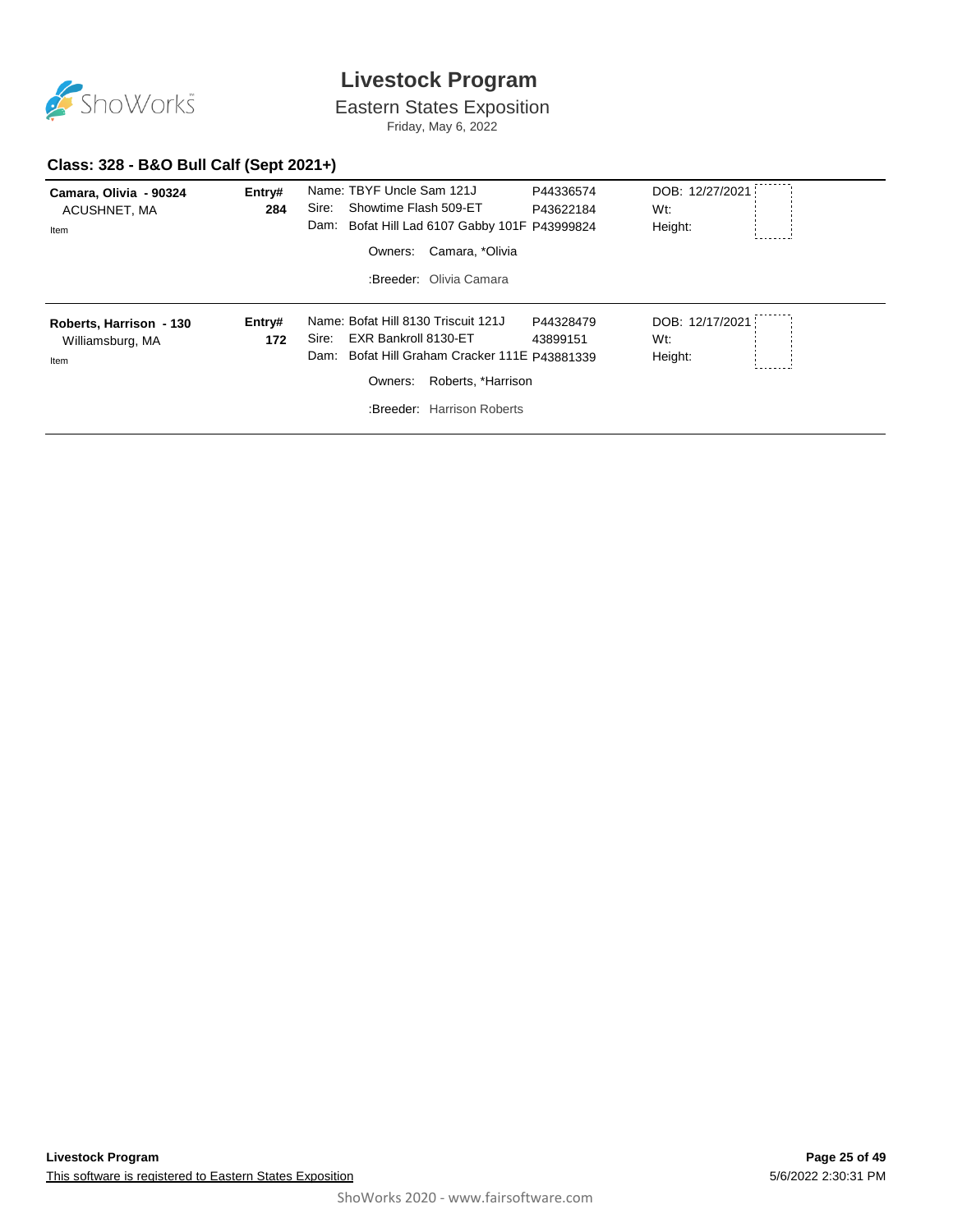# Livestock Program

## Eastern States Exposition

Friday, May 6, 2022

### Class: 328 - B&O Bull Calf (Sept 2021+)

| Exhibitor | Entry# | Animal | Reg# | Details |
|---|---|---|---|---|
| **Camara, Olivia - 90324**<br>ACUSHNET, MA<br>Item | **284** | Name: TBYF Uncle Sam 121J<br>Sire: Showtime Flash 509-ET<br>Dam: Bofat Hill Lad 6107 Gabby 101F<br>Owners: Camara, *Olivia<br>:Breeder: Olivia Camara | P44336574<br>P43622184<br>P43999824 | DOB: 12/27/2021<br>Wt:<br>Height: |
| **Roberts, Harrison - 130**<br>Williamsburg, MA<br>Item | **172** | Name: Bofat Hill 8130 Triscuit 121J<br>Sire: EXR Bankroll 8130-ET<br>Dam: Bofat Hill Graham Cracker 111E<br>Owners: Roberts, *Harrison<br>:Breeder: Harrison Roberts | P44328479<br>43899151<br>P43881339 | DOB: 12/17/2021<br>Wt:<br>Height: |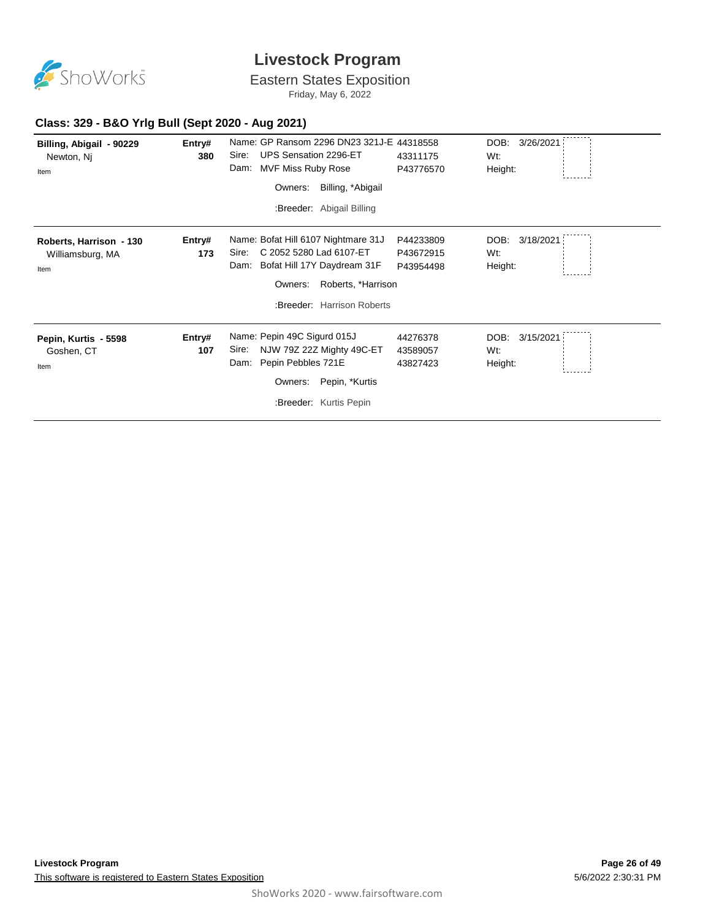# Livestock Program

## Eastern States Exposition

Friday, May 6, 2022

### Class: 329 - B&O Yrlg Bull (Sept 2020 - Aug 2021)

| Exhibitor | Entry# | Animal | Reg# | Details |
|---|---|---|---|---|
| **Billing, Abigail - 90229**<br>Newton, Nj<br>Item | **380** | Name: GP Ransom 2296 DN23 321J-E<br>Sire: UPS Sensation 2296-ET<br>Dam: MVF Miss Ruby Rose<br>Owners: Billing, *Abigail<br>:Breeder: Abigail Billing | 44318558<br>43311175<br>P43776570 | DOB: 3/26/2021<br>Wt:<br>Height: |
| **Roberts, Harrison - 130**<br>Williamsburg, MA<br>Item | **173** | Name: Bofat Hill 6107 Nightmare 31J<br>Sire: C 2052 5280 Lad 6107-ET<br>Dam: Bofat Hill 17Y Daydream 31F<br>Owners: Roberts, *Harrison<br>:Breeder: Harrison Roberts | P44233809<br>P43672915<br>P43954498 | DOB: 3/18/2021<br>Wt:<br>Height: |
| **Pepin, Kurtis - 5598**<br>Goshen, CT<br>Item | **107** | Name: Pepin 49C Sigurd 015J<br>Sire: NJW 79Z 22Z Mighty 49C-ET<br>Dam: Pepin Pebbles 721E<br>Owners: Pepin, *Kurtis<br>:Breeder: Kurtis Pepin | 44276378<br>43589057<br>43827423 | DOB: 3/15/2021<br>Wt:<br>Height: |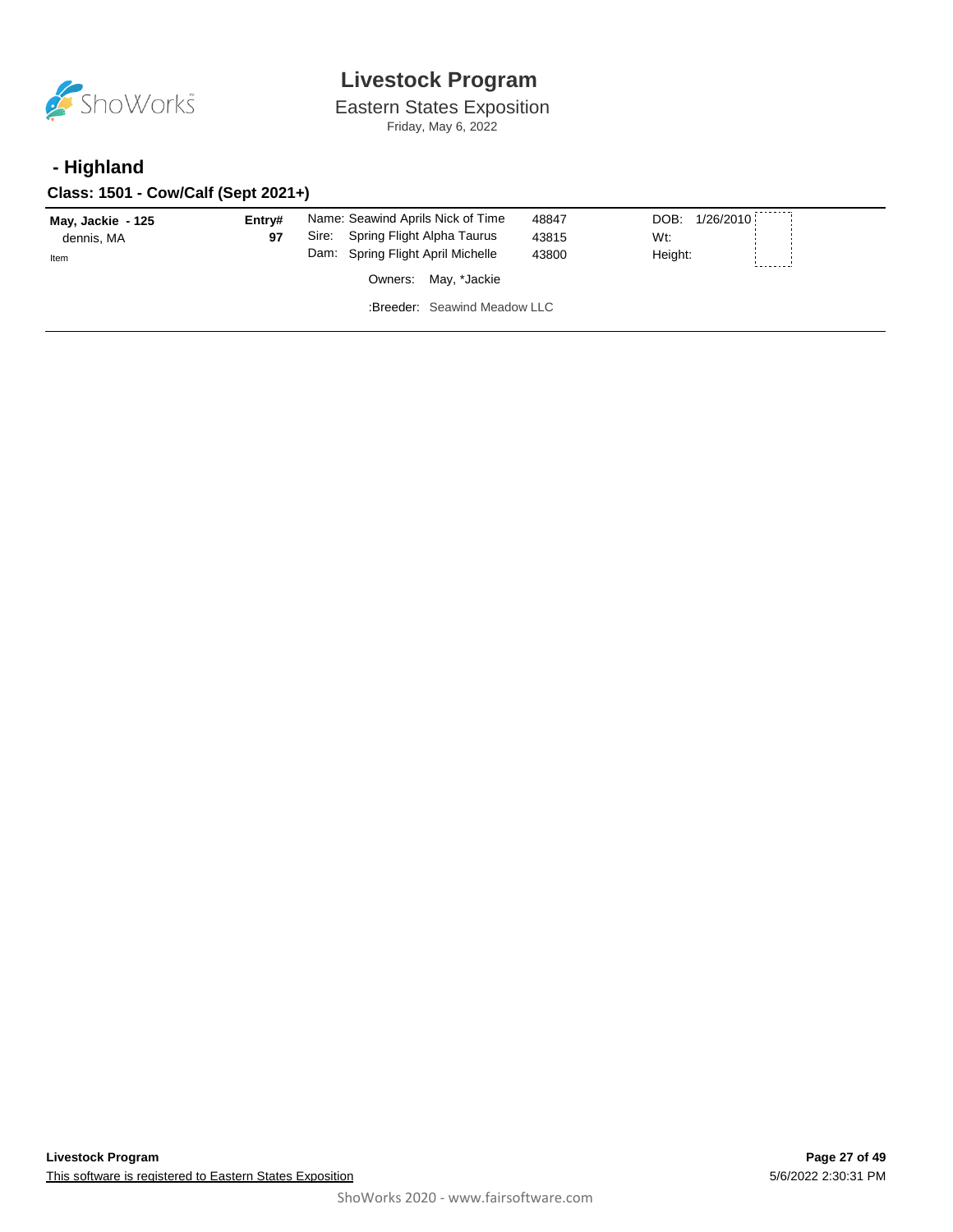# Livestock Program

Eastern States Exposition

Friday, May 6, 2022

## - Highland

### Class: 1501 - Cow/Calf (Sept 2021+)

**May, Jackie - 125**
dennis, MA
Item

**Entry#**
**97**

Name: Seawind Aprils Nick of Time 48847
Sire: Spring Flight Alpha Taurus 43815
Dam: Spring Flight April Michelle 43800

Owners: May, *Jackie

:Breeder: Seawind Meadow LLC

DOB: 1/26/2010
Wt:
Height: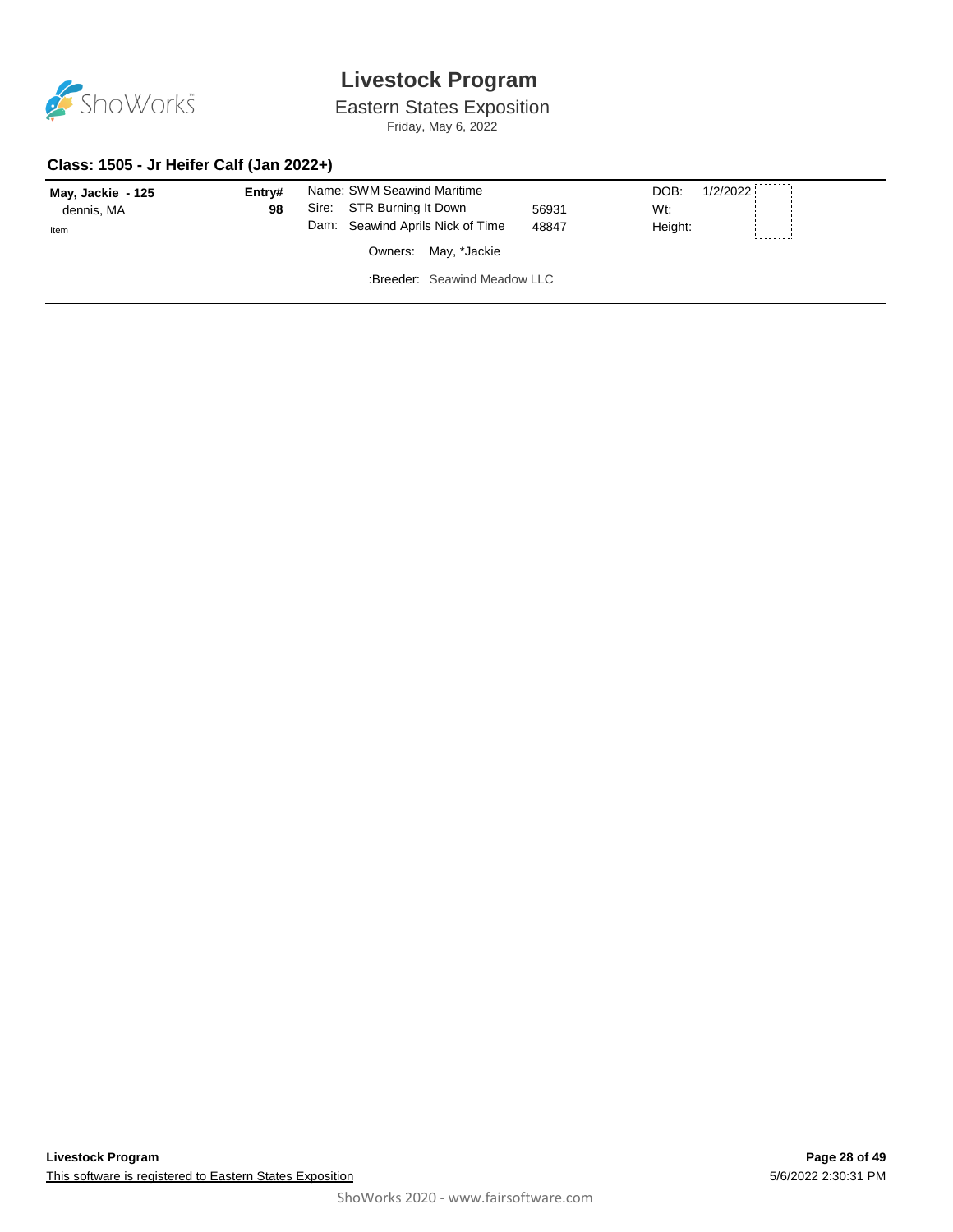# Livestock Program

Eastern States Exposition

Friday, May 6, 2022

## Class: 1505 - Jr Heifer Calf (Jan 2022+)

**May, Jackie - 125**
dennis, MA
Item

**Entry#**
**98**

Name: SWM Seawind Maritime
Sire: STR Burning It Down 56931
Dam: Seawind Aprils Nick of Time 48847

Owners: May, *Jackie

:Breeder: Seawind Meadow LLC

DOB: 1/2/2022
Wt:
Height: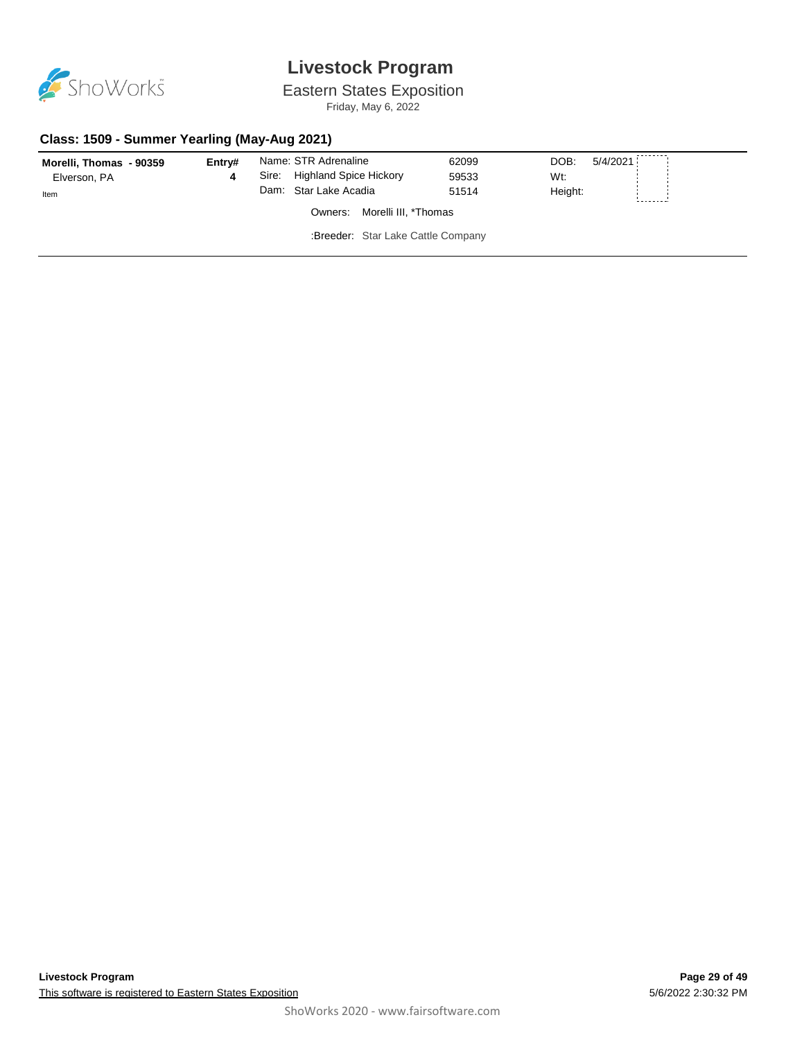# Livestock Program

## Eastern States Exposition

Friday, May 6, 2022

### Class: 1509 - Summer Yearling (May-Aug 2021)

| Exhibitor | Entry# | Animal | Reg# | | |
|---|---|---|---|---|---|
| **Morelli, Thomas - 90359** | **4** | Name: STR Adrenaline | 62099 | DOB: | 5/4/2021 |
| Elverson, PA | | Sire: Highland Spice Hickory | 59533 | Wt: | |
| Item | | Dam: Star Lake Acadia | 51514 | Height: | |
| | | Owners: Morelli III, *Thomas | | | |
| | | :Breeder: Star Lake Cattle Company | | | |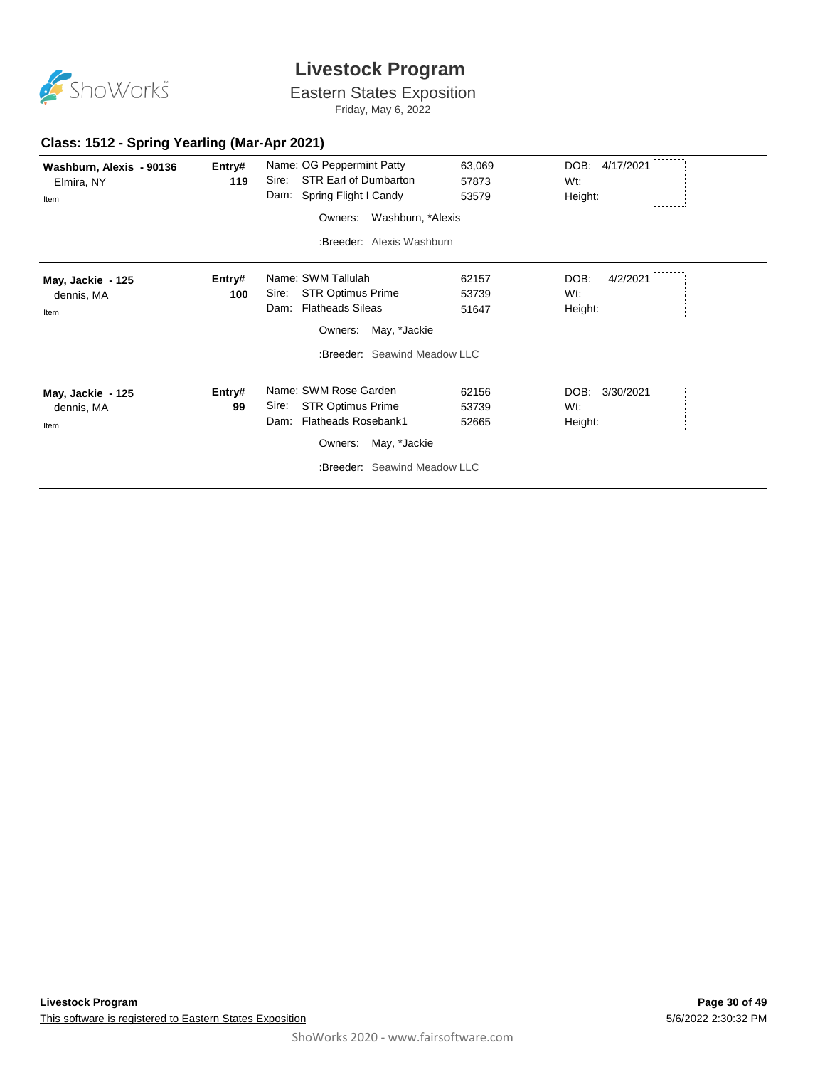# Livestock Program

Eastern States Exposition

Friday, May 6, 2022

## Class: 1512 - Spring Yearling (Mar-Apr 2021)

| Exhibitor | Entry# | Animal | Reg# | Details |
|---|---|---|---|---|
| **Washburn, Alexis - 90136**<br>Elmira, NY<br>Item | **Entry#**<br>**119** | Name: OG Peppermint Patty<br>Sire: STR Earl of Dumbarton<br>Dam: Spring Flight I Candy<br>Owners: Washburn, *Alexis<br>:Breeder: Alexis Washburn | 63,069<br>57873<br>53579 | DOB: 4/17/2021<br>Wt:<br>Height: |
| **May, Jackie - 125**<br>dennis, MA<br>Item | **Entry#**<br>**100** | Name: SWM Tallulah<br>Sire: STR Optimus Prime<br>Dam: Flatheads Sileas<br>Owners: May, *Jackie<br>:Breeder: Seawind Meadow LLC | 62157<br>53739<br>51647 | DOB: 4/2/2021<br>Wt:<br>Height: |
| **May, Jackie - 125**<br>dennis, MA<br>Item | **Entry#**<br>**99** | Name: SWM Rose Garden<br>Sire: STR Optimus Prime<br>Dam: Flatheads Rosebank1<br>Owners: May, *Jackie<br>:Breeder: Seawind Meadow LLC | 62156<br>53739<br>52665 | DOB: 3/30/2021<br>Wt:<br>Height: |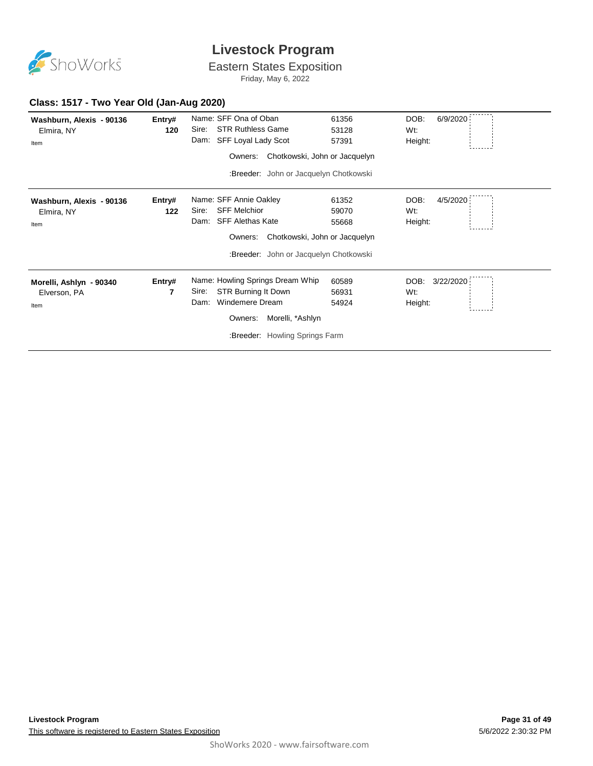# Livestock Program

## Eastern States Exposition

Friday, May 6, 2022

### Class: 1517 - Two Year Old (Jan-Aug 2020)

**Washburn, Alexis - 90136**
Elmira, NY
Item

**Entry# 120**

Name: SFF Ona of Oban — 61356
Sire: STR Ruthless Game — 53128
Dam: SFF Loyal Lady Scot — 57391

Owners: Chotkowski, John or Jacquelyn

:Breeder: John or Jacquelyn Chotkowski

DOB: 6/9/2020
Wt:
Height:

---

**Washburn, Alexis - 90136**
Elmira, NY
Item

**Entry# 122**

Name: SFF Annie Oakley — 61352
Sire: SFF Melchior — 59070
Dam: SFF Alethas Kate — 55668

Owners: Chotkowski, John or Jacquelyn

:Breeder: John or Jacquelyn Chotkowski

DOB: 4/5/2020
Wt:
Height:

---

**Morelli, Ashlyn - 90340**
Elverson, PA
Item

**Entry# 7**

Name: Howling Springs Dream Whip — 60589
Sire: STR Burning It Down — 56931
Dam: Windemere Dream — 54924

Owners: Morelli, *Ashlyn

:Breeder: Howling Springs Farm

DOB: 3/22/2020
Wt:
Height: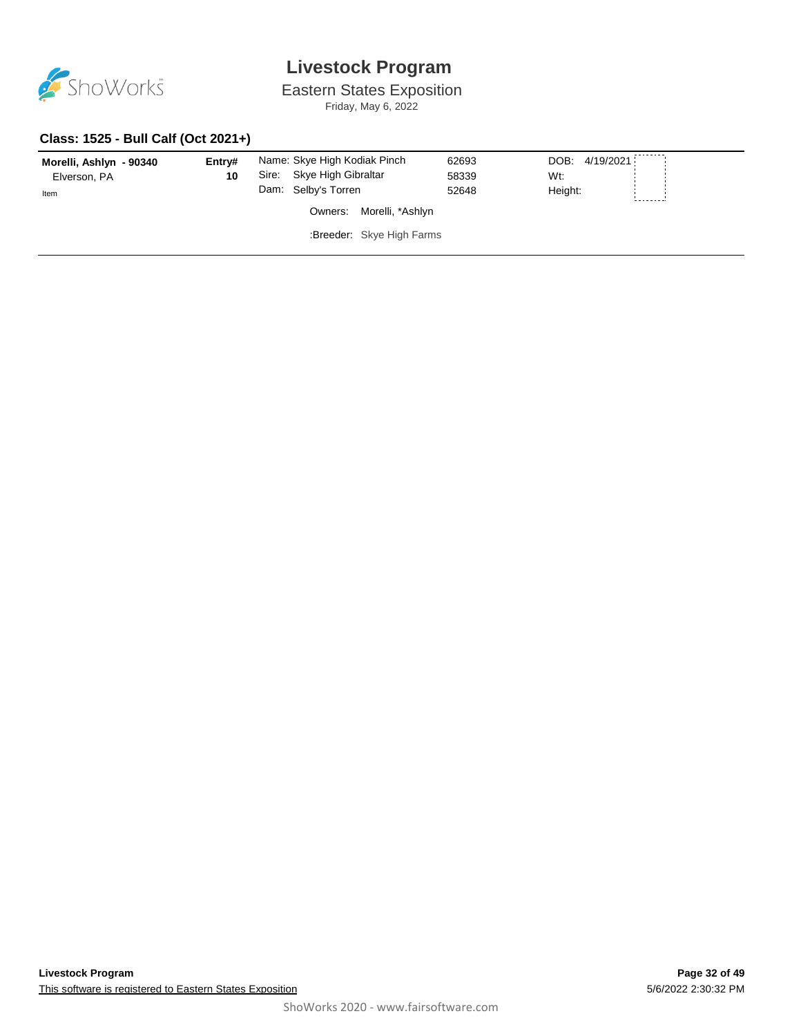# Livestock Program

Eastern States Exposition

Friday, May 6, 2022

## Class: 1525 - Bull Calf (Oct 2021+)

| Exhibitor | Entry# | Animal | Reg. # | Details |
|---|---|---|---|---|
| **Morelli, Ashlyn - 90340**<br>Elverson, PA<br>Item | **10** | Name: Skye High Kodiak Pinch<br>Sire: Skye High Gibraltar<br>Dam: Selby's Torren<br>Owners: Morelli, *Ashlyn<br>:Breeder: Skye High Farms | 62693<br>58339<br>52648 | DOB: 4/19/2021<br>Wt:<br>Height: |

**Livestock Program**

This software is registered to Eastern States Exposition

5/6/2022 2:30:32 PM

ShoWorks 2020 - www.fairsoftware.com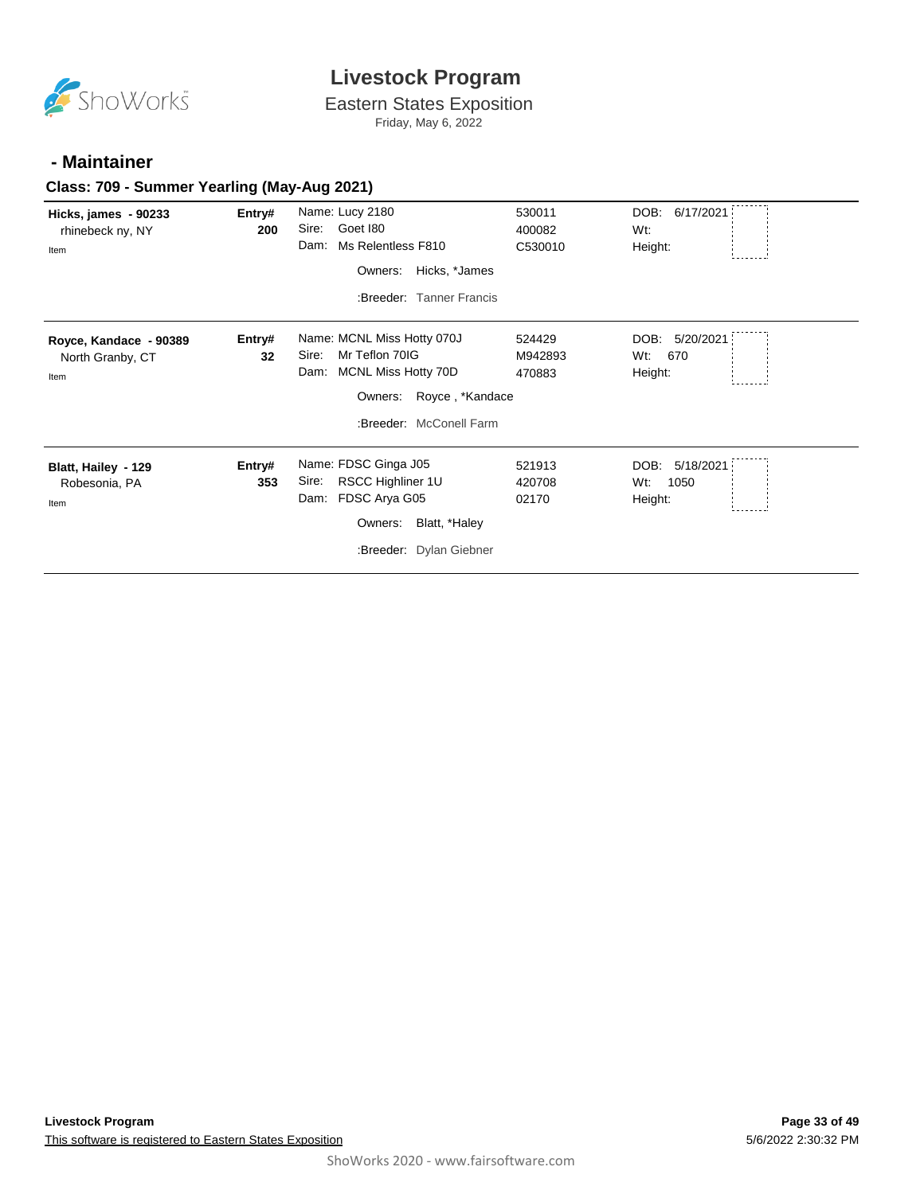# Livestock Program

Eastern States Exposition

Friday, May 6, 2022

## - Maintainer

### Class: 709 - Summer Yearling (May-Aug 2021)

| Exhibitor | Entry# | Animal | Reg. | Info |
|---|---|---|---|---|
| **Hicks, james - 90233**<br>rhinebeck ny, NY<br>Item | **Entry#**<br>**200** | Name: Lucy 2180<br>Sire: Goet I80<br>Dam: Ms Relentless F810<br>Owners: Hicks, *James<br>:Breeder: Tanner Francis | 530011<br>400082<br>C530010 | DOB: 6/17/2021<br>Wt:<br>Height: |
| **Royce, Kandace - 90389**<br>North Granby, CT<br>Item | **Entry#**<br>**32** | Name: MCNL Miss Hotty 070J<br>Sire: Mr Teflon 70IG<br>Dam: MCNL Miss Hotty 70D<br>Owners: Royce , *Kandace<br>:Breeder: McConell Farm | 524429<br>M942893<br>470883 | DOB: 5/20/2021<br>Wt: 670<br>Height: |
| **Blatt, Hailey - 129**<br>Robesonia, PA<br>Item | **Entry#**<br>**353** | Name: FDSC Ginga J05<br>Sire: RSCC Highliner 1U<br>Dam: FDSC Arya G05<br>Owners: Blatt, *Haley<br>:Breeder: Dylan Giebner | 521913<br>420708<br>02170 | DOB: 5/18/2021<br>Wt: 1050<br>Height: |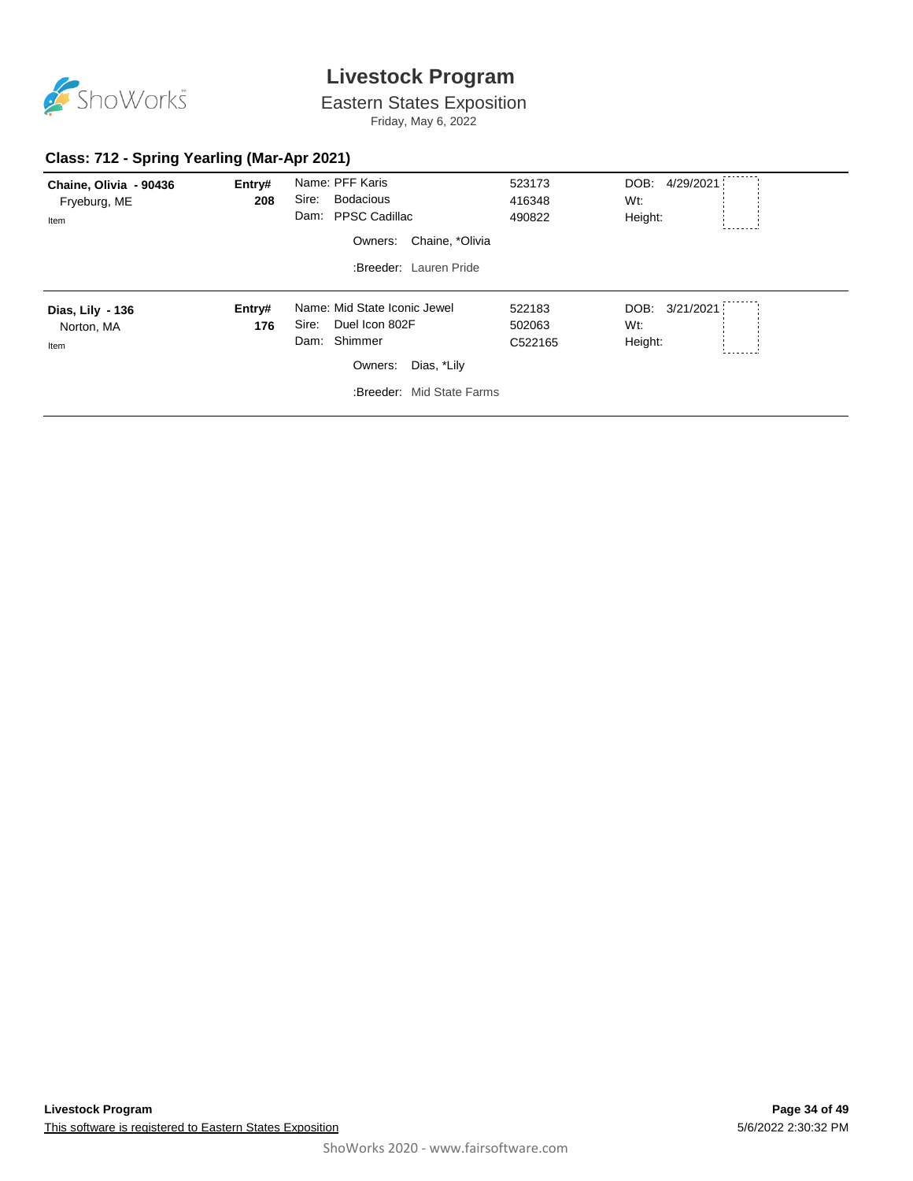# Livestock Program

## Eastern States Exposition

Friday, May 6, 2022

### Class: 712 - Spring Yearling (Mar-Apr 2021)

| Exhibitor | Entry# | Animal | Reg # | Details |
|---|---|---|---|---|
| **Chaine, Olivia - 90436**<br>Fryeburg, ME<br>Item | **208** | Name: PFF Karis<br>Sire: Bodacious<br>Dam: PPSC Cadillac<br>Owners: Chaine, *Olivia<br>:Breeder: Lauren Pride | 523173<br>416348<br>490822 | DOB: 4/29/2021<br>Wt:<br>Height: |
| **Dias, Lily - 136**<br>Norton, MA<br>Item | **176** | Name: Mid State Iconic Jewel<br>Sire: Duel Icon 802F<br>Dam: Shimmer<br>Owners: Dias, *Lily<br>:Breeder: Mid State Farms | 522183<br>502063<br>C522165 | DOB: 3/21/2021<br>Wt:<br>Height: |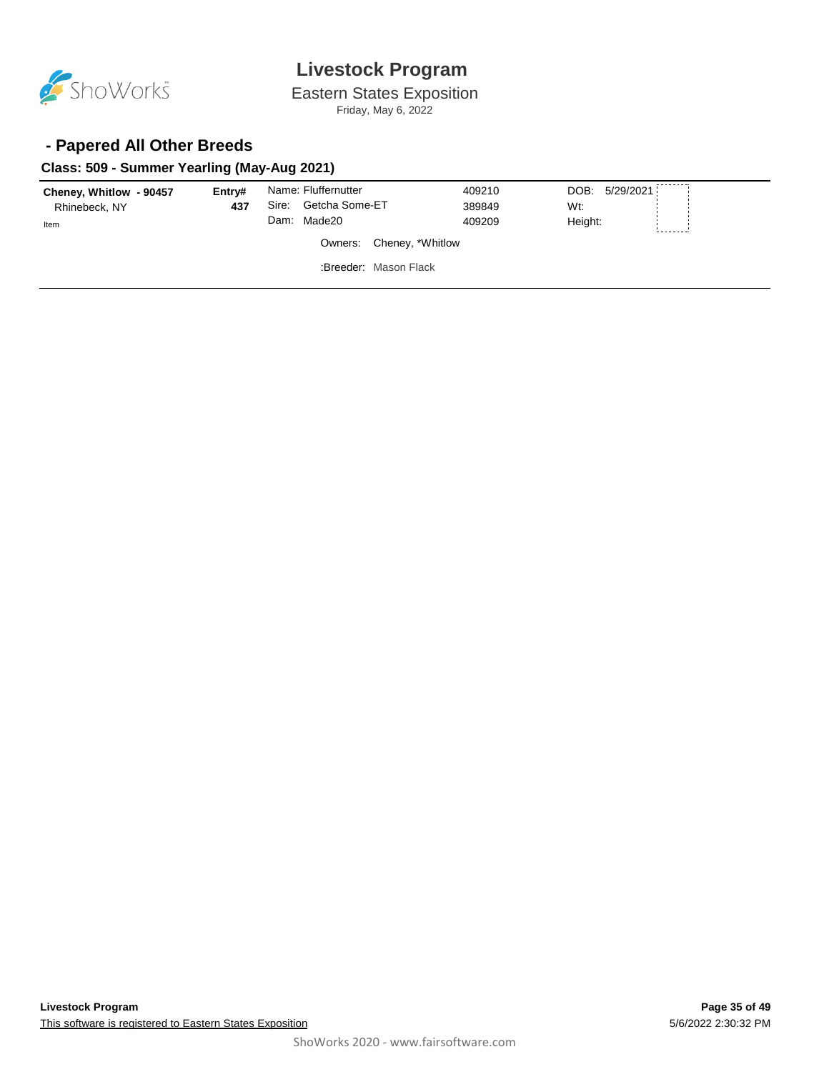# Livestock Program

Eastern States Exposition

Friday, May 6, 2022

## - Papered All Other Breeds

### Class: 509 - Summer Yearling (May-Aug 2021)

| | | | | |
|---|---|---|---|---|
| **Cheney, Whitlow - 90457** | **Entry#** | Name: Fluffernutter | 409210 | DOB: 5/29/2021 |
| Rhinebeck, NY | **437** | Sire: Getcha Some-ET | 389849 | Wt: |
| Item | | Dam: Made20 | 409209 | Height: |
| | | Owners: Cheney, *Whitlow | | |
| | | :Breeder: Mason Flack | | |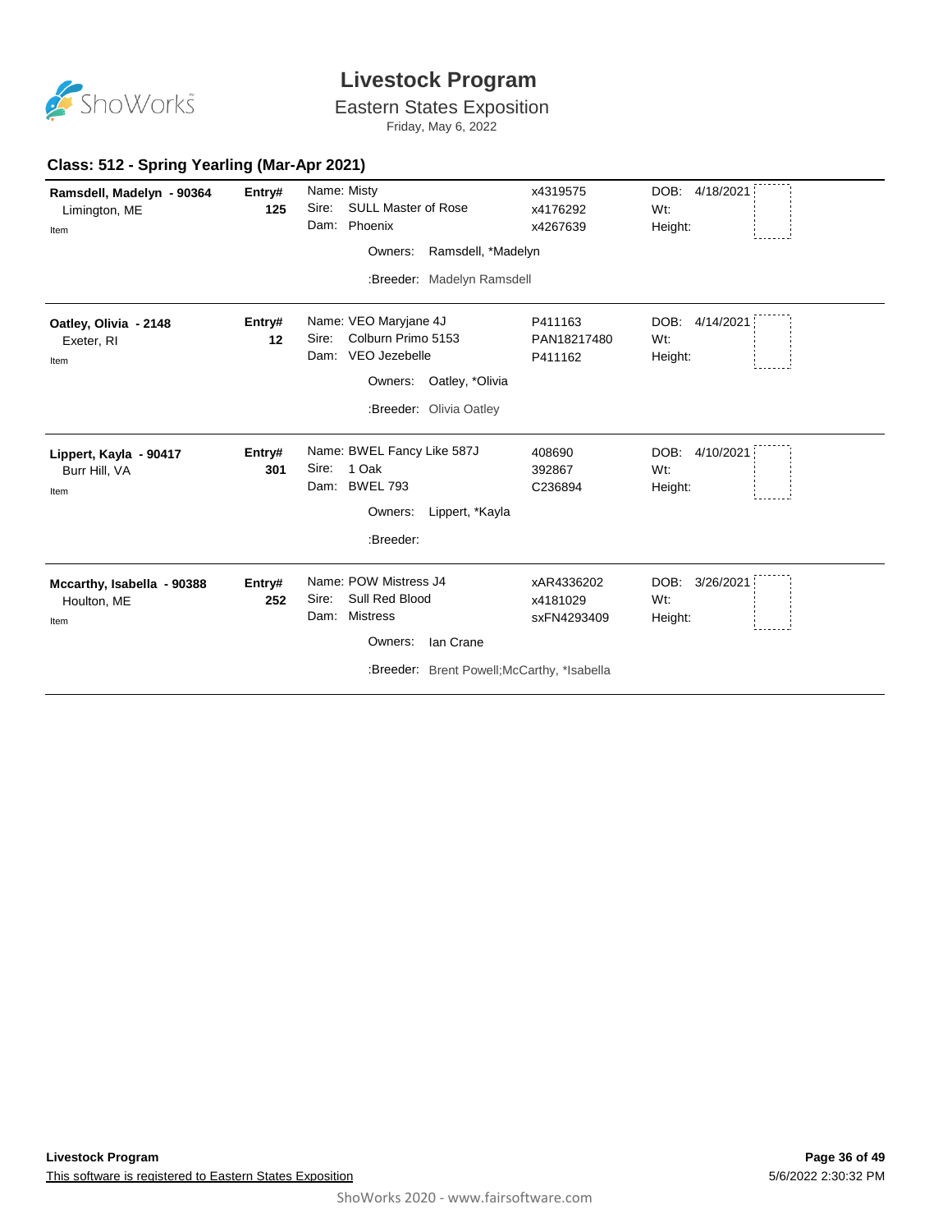# Livestock Program

## Eastern States Exposition

Friday, May 6, 2022

### Class: 512 - Spring Yearling (Mar-Apr 2021)

---

**Ramsdell, Madelyn - 90364**
Limington, ME
Item

**Entry#** **125**

Name: Misty — x4319575
Sire: SULL Master of Rose — x4176292
Dam: Phoenix — x4267639

Owners: Ramsdell, *Madelyn

:Breeder: Madelyn Ramsdell

DOB: 4/18/2021
Wt:
Height:

---

**Oatley, Olivia - 2148**
Exeter, RI
Item

**Entry#** **12**

Name: VEO Maryjane 4J — P411163
Sire: Colburn Primo 5153 — PAN18217480
Dam: VEO Jezebelle — P411162

Owners: Oatley, *Olivia

:Breeder: Olivia Oatley

DOB: 4/14/2021
Wt:
Height:

---

**Lippert, Kayla - 90417**
Burr Hill, VA
Item

**Entry#** **301**

Name: BWEL Fancy Like 587J — 408690
Sire: 1 Oak — 392867
Dam: BWEL 793 — C236894

Owners: Lippert, *Kayla

:Breeder:

DOB: 4/10/2021
Wt:
Height:

---

**Mccarthy, Isabella - 90388**
Houlton, ME
Item

**Entry#** **252**

Name: POW Mistress J4 — xAR4336202
Sire: Sull Red Blood — x4181029
Dam: Mistress — sxFN4293409

Owners: Ian Crane

:Breeder: Brent Powell;McCarthy, *Isabella

DOB: 3/26/2021
Wt:
Height: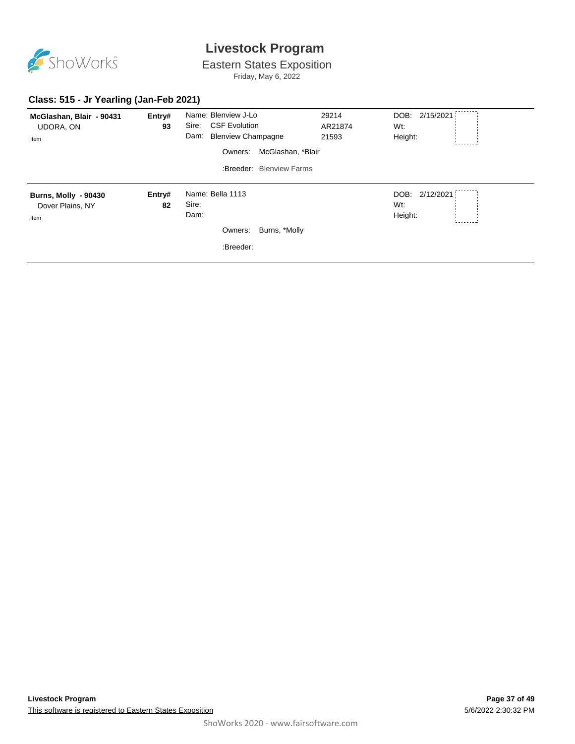## Class: 515 - Jr Yearling (Jan-Feb 2021)

| Exhibitor | Entry# | Animal | Reg. | DOB / Wt / Height |
|---|---|---|---|---|
| **McGlashan, Blair - 90431**<br>UDORA, ON<br>Item | **93** | Name: Blenview J-Lo<br>Sire: CSF Evolution<br>Dam: Blenview Champagne<br>Owners: McGlashan, *Blair<br>:Breeder: Blenview Farms | 29214<br>AR21874<br>21593 | DOB: 2/15/2021<br>Wt:<br>Height: |
| **Burns, Molly - 90430**<br>Dover Plains, NY<br>Item | **82** | Name: Bella 1113<br>Sire:<br>Dam:<br>Owners: Burns, *Molly<br>:Breeder: | | DOB: 2/12/2021<br>Wt:<br>Height: |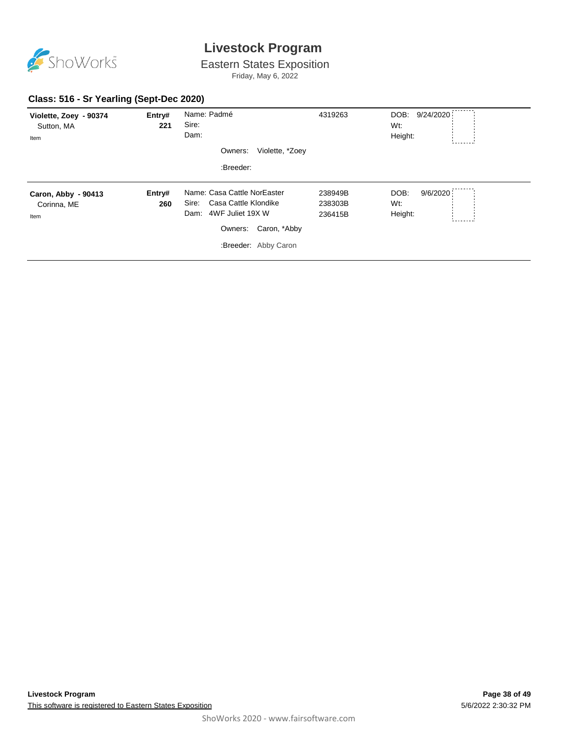# Livestock Program

Eastern States Exposition

Friday, May 6, 2022

## Class: 516 - Sr Yearling (Sept-Dec 2020)

**Violette, Zoey - 90374**
Sutton, MA
Item

**Entry# 221**

Name: Padmé — 4319263
Sire:
Dam:

Owners: Violette, *Zoey

:Breeder:

DOB: 9/24/2020
Wt:
Height:

---

**Caron, Abby - 90413**
Corinna, ME
Item

**Entry# 260**

Name: Casa Cattle NorEaster — 238949B
Sire: Casa Cattle Klondike — 238303B
Dam: 4WF Juliet 19X W — 236415B

Owners: Caron, *Abby

:Breeder: Abby Caron

DOB: 9/6/2020
Wt:
Height:

---

**Livestock Program**

This software is registered to Eastern States Exposition

5/6/2022 2:30:32 PM

ShoWorks 2020 - www.fairsoftware.com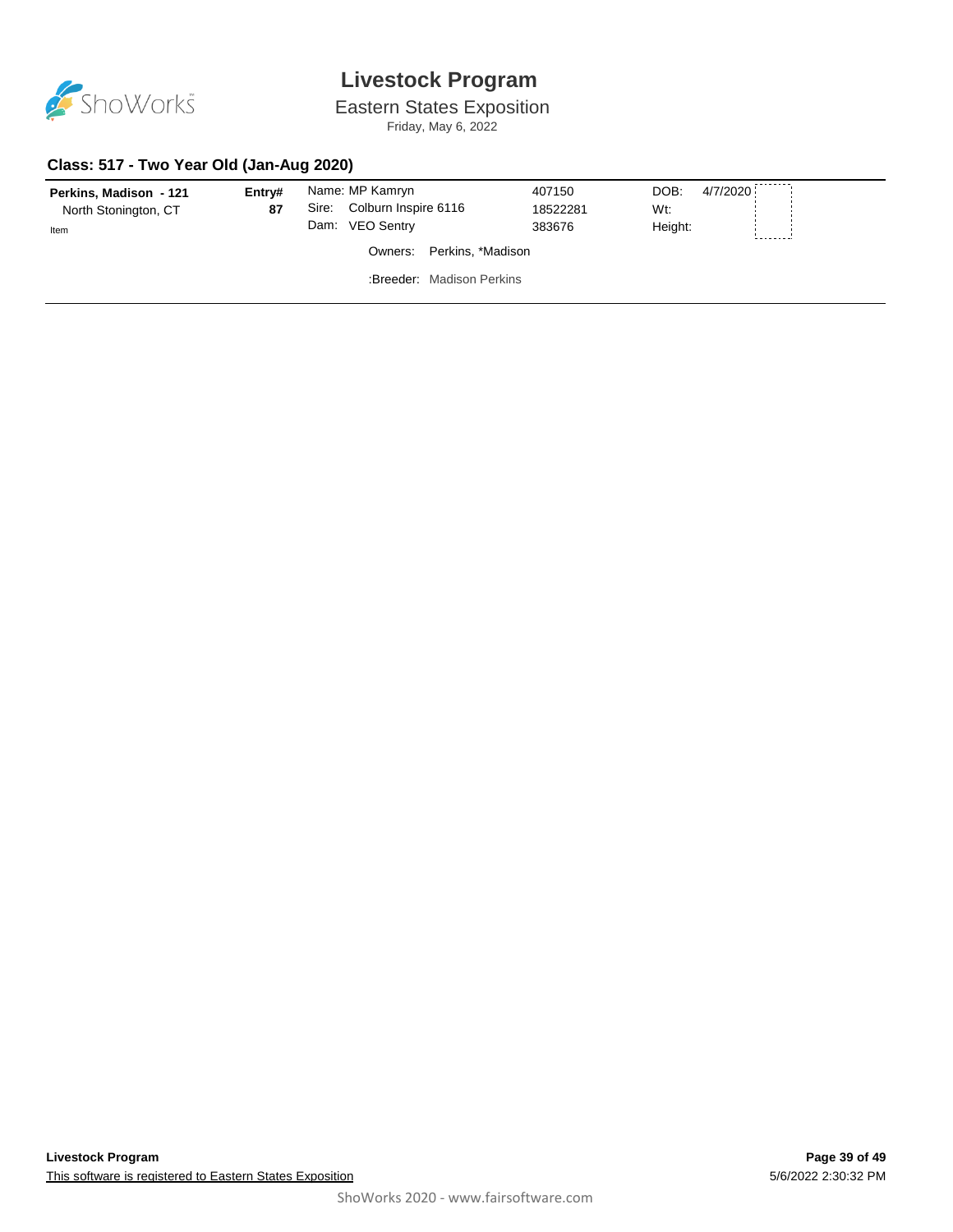# Livestock Program

Eastern States Exposition

Friday, May 6, 2022

## Class: 517 - Two Year Old (Jan-Aug 2020)

| Exhibitor | Entry# | Animal | Reg # | Info |
|---|---|---|---|---|
| **Perkins, Madison - 121** | **87** | Name: MP Kamryn | 407150 | DOB: 4/7/2020 |
| North Stonington, CT | | Sire: Colburn Inspire 6116 | 18522281 | Wt: |
| Item | | Dam: VEO Sentry | 383676 | Height: |

Owners: Perkins, *Madison

:Breeder: Madison Perkins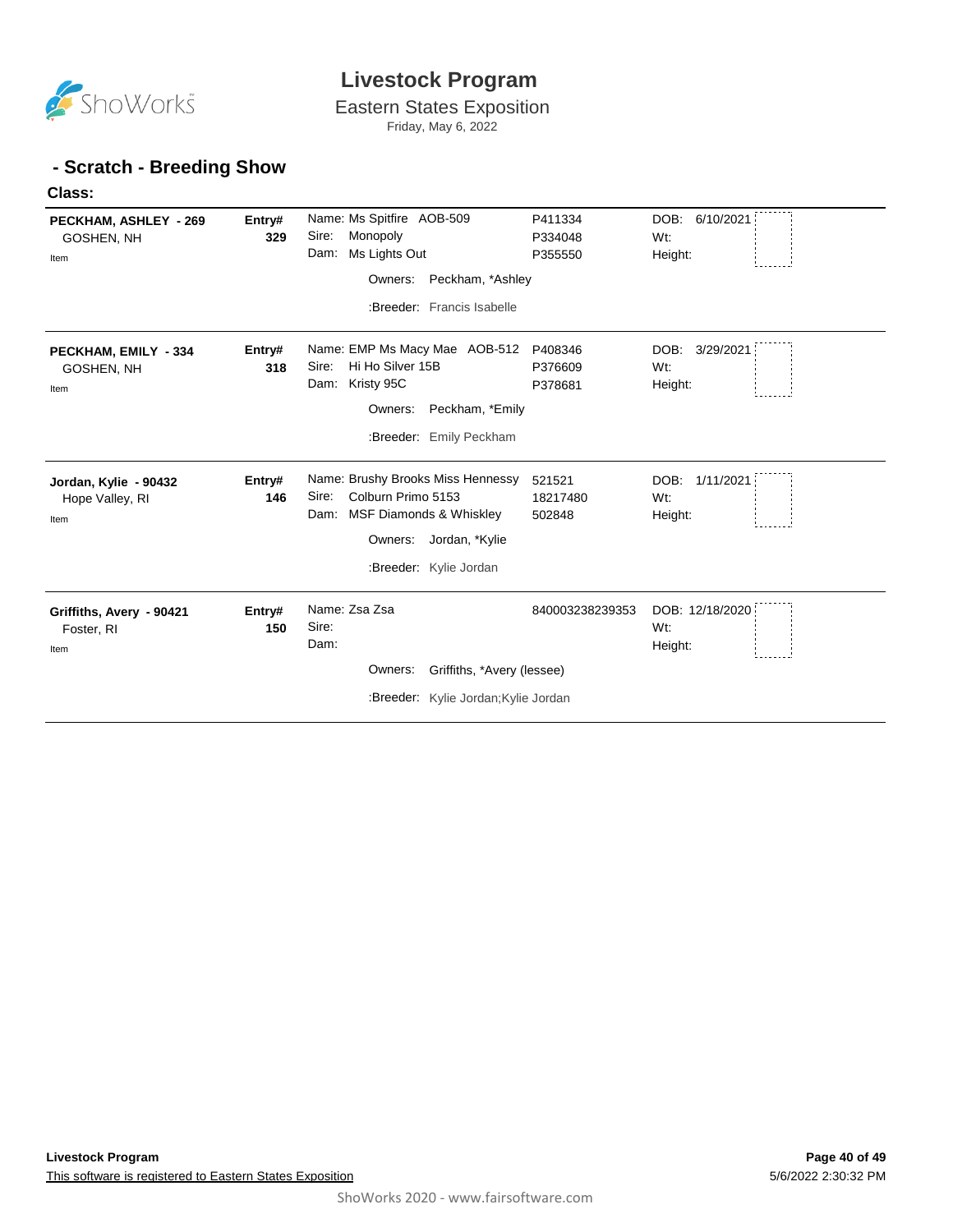# Livestock Program

Eastern States Exposition

Friday, May 6, 2022

## - Scratch - Breeding Show

**Class:**

| Exhibitor | Entry# | Animal | Reg # | DOB / Wt / Height |
|---|---|---|---|---|
| **PECKHAM, ASHLEY - 269**<br>GOSHEN, NH<br>Item | **Entry#**<br>**329** | Name: Ms Spitfire AOB-509<br>Sire: Monopoly<br>Dam: Ms Lights Out<br>Owners: Peckham, *Ashley<br>:Breeder: Francis Isabelle | P411334<br>P334048<br>P355550 | DOB: 6/10/2021<br>Wt:<br>Height: |
| **PECKHAM, EMILY - 334**<br>GOSHEN, NH<br>Item | **Entry#**<br>**318** | Name: EMP Ms Macy Mae AOB-512<br>Sire: Hi Ho Silver 15B<br>Dam: Kristy 95C<br>Owners: Peckham, *Emily<br>:Breeder: Emily Peckham | P408346<br>P376609<br>P378681 | DOB: 3/29/2021<br>Wt:<br>Height: |
| **Jordan, Kylie - 90432**<br>Hope Valley, RI<br>Item | **Entry#**<br>**146** | Name: Brushy Brooks Miss Hennessy<br>Sire: Colburn Primo 5153<br>Dam: MSF Diamonds & Whiskley<br>Owners: Jordan, *Kylie<br>:Breeder: Kylie Jordan | 521521<br>18217480<br>502848 | DOB: 1/11/2021<br>Wt:<br>Height: |
| **Griffiths, Avery - 90421**<br>Foster, RI<br>Item | **Entry#**<br>**150** | Name: Zsa Zsa<br>Sire:<br>Dam:<br>Owners: Griffiths, *Avery (lessee)<br>:Breeder: Kylie Jordan;Kylie Jordan | 840003238239353 | DOB: 12/18/2020<br>Wt:<br>Height: |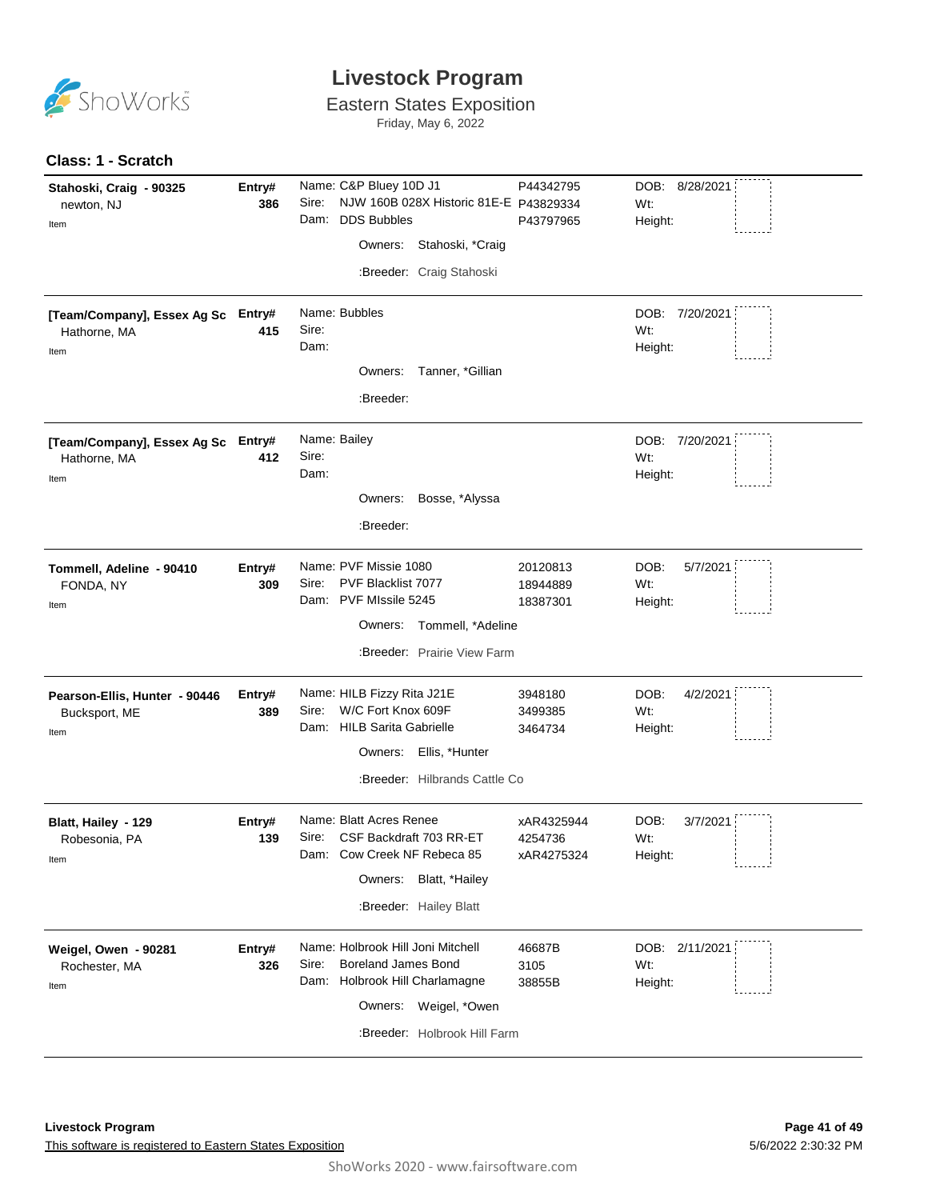# Livestock Program

## Eastern States Exposition

Friday, May 6, 2022

### Class: 1 - Scratch

**Stahoski, Craig - 90325**
newton, NJ
Item

**Entry# 386**

Name: C&P Bluey 10D J1 — P44342795
Sire: NJW 160B 028X Historic 81E-E — P43829334
Dam: DDS Bubbles — P43797965

Owners: Stahoski, *Craig
:Breeder: Craig Stahoski

DOB: 8/28/2021
Wt:
Height:

---

**[Team/Company], Essex Ag Sc**
Hathorne, MA
Item

**Entry# 415**

Name: Bubbles
Sire:
Dam:

Owners: Tanner, *Gillian
:Breeder:

DOB: 7/20/2021
Wt:
Height:

---

**[Team/Company], Essex Ag Sc**
Hathorne, MA
Item

**Entry# 412**

Name: Bailey
Sire:
Dam:

Owners: Bosse, *Alyssa
:Breeder:

DOB: 7/20/2021
Wt:
Height:

---

**Tommell, Adeline - 90410**
FONDA, NY
Item

**Entry# 309**

Name: PVF Missie 1080 — 20120813
Sire: PVF Blacklist 7077 — 18944889
Dam: PVF MIssile 5245 — 18387301

Owners: Tommell, *Adeline
:Breeder: Prairie View Farm

DOB: 5/7/2021
Wt:
Height:

---

**Pearson-Ellis, Hunter - 90446**
Bucksport, ME
Item

**Entry# 389**

Name: HILB Fizzy Rita J21E — 3948180
Sire: W/C Fort Knox 609F — 3499385
Dam: HILB Sarita Gabrielle — 3464734

Owners: Ellis, *Hunter
:Breeder: Hilbrands Cattle Co

DOB: 4/2/2021
Wt:
Height:

---

**Blatt, Hailey - 129**
Robesonia, PA
Item

**Entry# 139**

Name: Blatt Acres Renee — xAR4325944
Sire: CSF Backdraft 703 RR-ET — 4254736
Dam: Cow Creek NF Rebeca 85 — xAR4275324

Owners: Blatt, *Hailey
:Breeder: Hailey Blatt

DOB: 3/7/2021
Wt:
Height:

---

**Weigel, Owen - 90281**
Rochester, MA
Item

**Entry# 326**

Name: Holbrook Hill Joni Mitchell — 46687B
Sire: Boreland James Bond — 3105
Dam: Holbrook Hill Charlamagne — 38855B

Owners: Weigel, *Owen
:Breeder: Holbrook Hill Farm

DOB: 2/11/2021
Wt:
Height: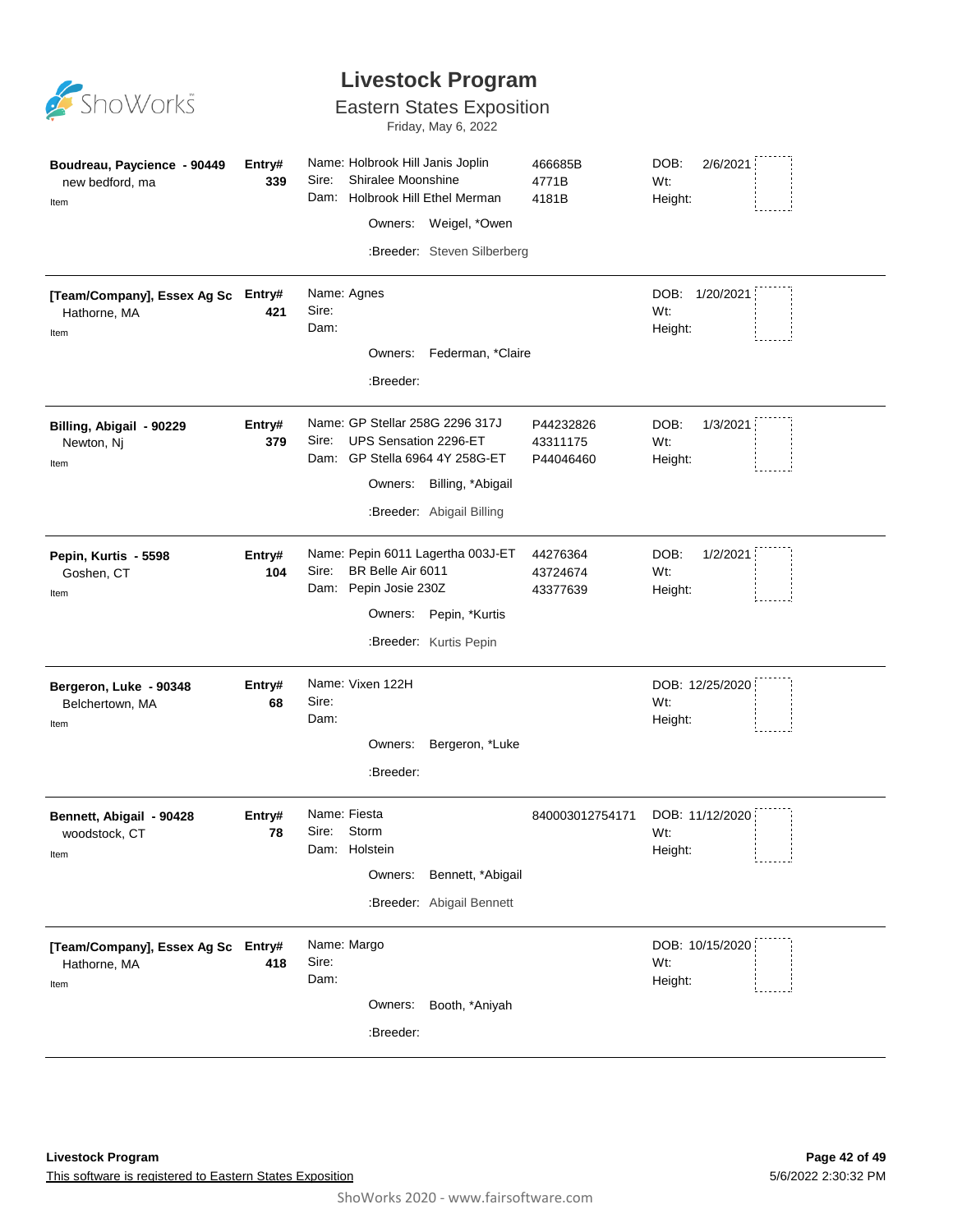# Livestock Program

## Eastern States Exposition

Friday, May 6, 2022

| Exhibitor | Entry# | Animal | Reg # | Details |
|---|---|---|---|---|
| **Boudreau, Paycience - 90449**<br>new bedford, ma<br>Item | **339** | Name: Holbrook Hill Janis Joplin<br>Sire: Shiralee Moonshine<br>Dam: Holbrook Hill Ethel Merman<br>Owners: Weigel, *Owen<br>:Breeder: Steven Silberberg | 466685B<br>4771B<br>4181B | DOB: 2/6/2021<br>Wt:<br>Height: |
| **[Team/Company], Essex Ag Sc**<br>Hathorne, MA<br>Item | **421** | Name: Agnes<br>Sire:<br>Dam:<br>Owners: Federman, *Claire<br>:Breeder: | | DOB: 1/20/2021<br>Wt:<br>Height: |
| **Billing, Abigail - 90229**<br>Newton, Nj<br>Item | **379** | Name: GP Stellar 258G 2296 317J<br>Sire: UPS Sensation 2296-ET<br>Dam: GP Stella 6964 4Y 258G-ET<br>Owners: Billing, *Abigail<br>:Breeder: Abigail Billing | P44232826<br>43311175<br>P44046460 | DOB: 1/3/2021<br>Wt:<br>Height: |
| **Pepin, Kurtis - 5598**<br>Goshen, CT<br>Item | **104** | Name: Pepin 6011 Lagertha 003J-ET<br>Sire: BR Belle Air 6011<br>Dam: Pepin Josie 230Z<br>Owners: Pepin, *Kurtis<br>:Breeder: Kurtis Pepin | 44276364<br>43724674<br>43377639 | DOB: 1/2/2021<br>Wt:<br>Height: |
| **Bergeron, Luke - 90348**<br>Belchertown, MA<br>Item | **68** | Name: Vixen 122H<br>Sire:<br>Dam:<br>Owners: Bergeron, *Luke<br>:Breeder: | | DOB: 12/25/2020<br>Wt:<br>Height: |
| **Bennett, Abigail - 90428**<br>woodstock, CT<br>Item | **78** | Name: Fiesta<br>Sire: Storm<br>Dam: Holstein<br>Owners: Bennett, *Abigail<br>:Breeder: Abigail Bennett | 840003012754171 | DOB: 11/12/2020<br>Wt:<br>Height: |
| **[Team/Company], Essex Ag Sc**<br>Hathorne, MA<br>Item | **418** | Name: Margo<br>Sire:<br>Dam:<br>Owners: Booth, *Aniyah<br>:Breeder: | | DOB: 10/15/2020<br>Wt:<br>Height: |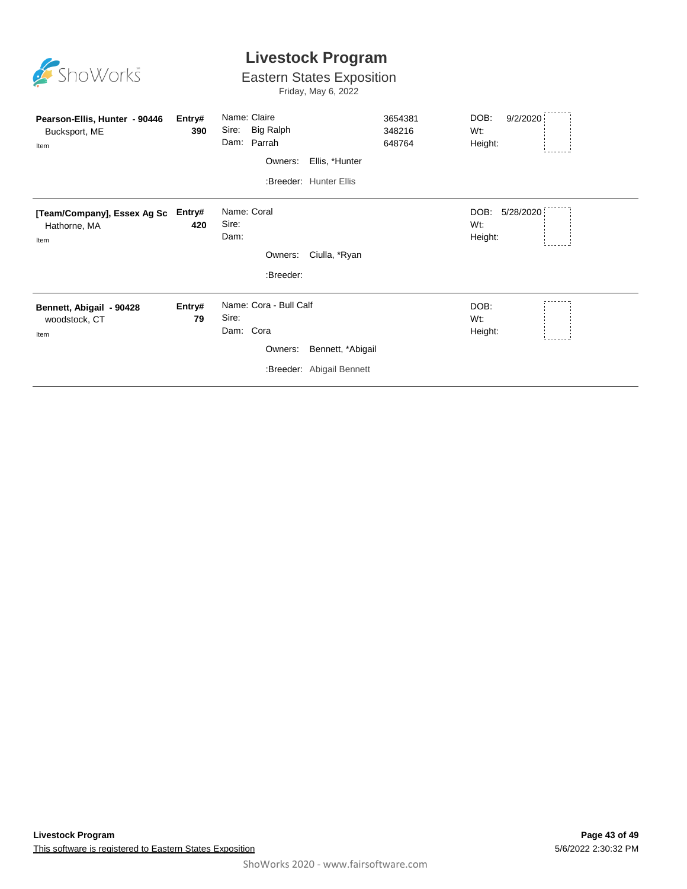# Livestock Program

## Eastern States Exposition

Friday, May 6, 2022

| Exhibitor | Entry# | Animal | Reg. # | DOB / Wt / Height |
|---|---|---|---|---|
| **Pearson-Ellis, Hunter - 90446**<br>Bucksport, ME<br>Item | **Entry#**<br>**390** | Name: Claire<br>Sire: Big Ralph<br>Dam: Parrah<br>Owners: Ellis, *Hunter<br>:Breeder: Hunter Ellis | 3654381<br>348216<br>648764 | DOB: 9/2/2020<br>Wt:<br>Height: |
| **[Team/Company], Essex Ag Sc**<br>Hathorne, MA<br>Item | **Entry#**<br>**420** | Name: Coral<br>Sire:<br>Dam:<br>Owners: Ciulla, *Ryan<br>:Breeder: | | DOB: 5/28/2020<br>Wt:<br>Height: |
| **Bennett, Abigail - 90428**<br>woodstock, CT<br>Item | **Entry#**<br>**79** | Name: Cora - Bull Calf<br>Sire:<br>Dam: Cora<br>Owners: Bennett, *Abigail<br>:Breeder: Abigail Bennett | | DOB:<br>Wt:<br>Height: |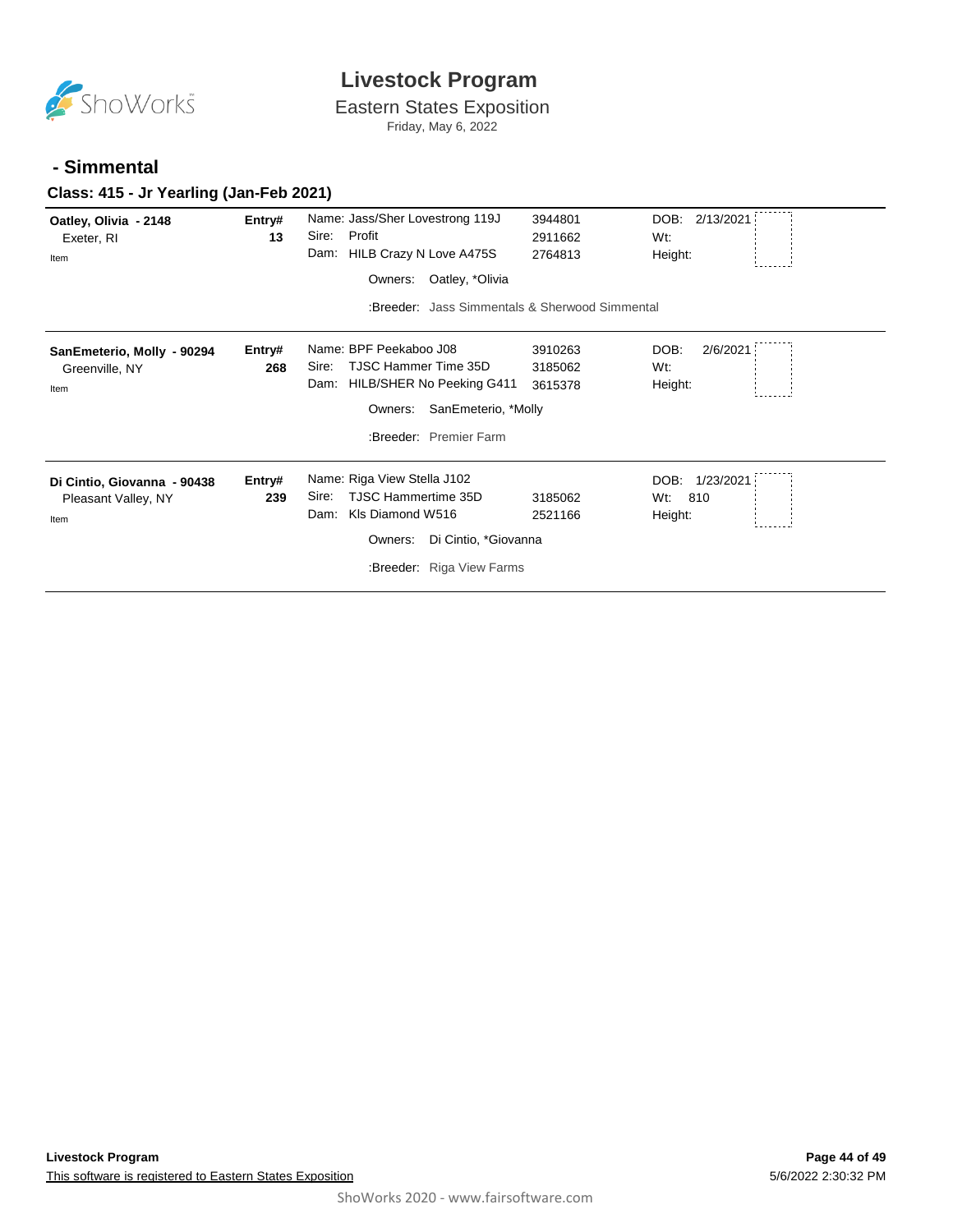# Livestock Program

Eastern States Exposition

Friday, May 6, 2022

## - Simmental

### Class: 415 - Jr Yearling (Jan-Feb 2021)

| Exhibitor | Entry# | Animal | Reg. # | Details |
|---|---|---|---|---|
| **Oatley, Olivia - 2148**<br>Exeter, RI<br>Item | **Entry#**<br>**13** | Name: Jass/Sher Lovestrong 119J<br>Sire: Profit<br>Dam: HILB Crazy N Love A475S<br>Owners: Oatley, *Olivia<br>:Breeder: Jass Simmentals & Sherwood Simmental | 3944801<br>2911662<br>2764813 | DOB: 2/13/2021<br>Wt:<br>Height: |
| **SanEmeterio, Molly - 90294**<br>Greenville, NY<br>Item | **Entry#**<br>**268** | Name: BPF Peekaboo J08<br>Sire: TJSC Hammer Time 35D<br>Dam: HILB/SHER No Peeking G411<br>Owners: SanEmeterio, *Molly<br>:Breeder: Premier Farm | 3910263<br>3185062<br>3615378 | DOB: 2/6/2021<br>Wt:<br>Height: |
| **Di Cintio, Giovanna - 90438**<br>Pleasant Valley, NY<br>Item | **Entry#**<br>**239** | Name: Riga View Stella J102<br>Sire: TJSC Hammertime 35D<br>Dam: Kls Diamond W516<br>Owners: Di Cintio, *Giovanna<br>:Breeder: Riga View Farms | <br>3185062<br>2521166 | DOB: 1/23/2021<br>Wt: 810<br>Height: |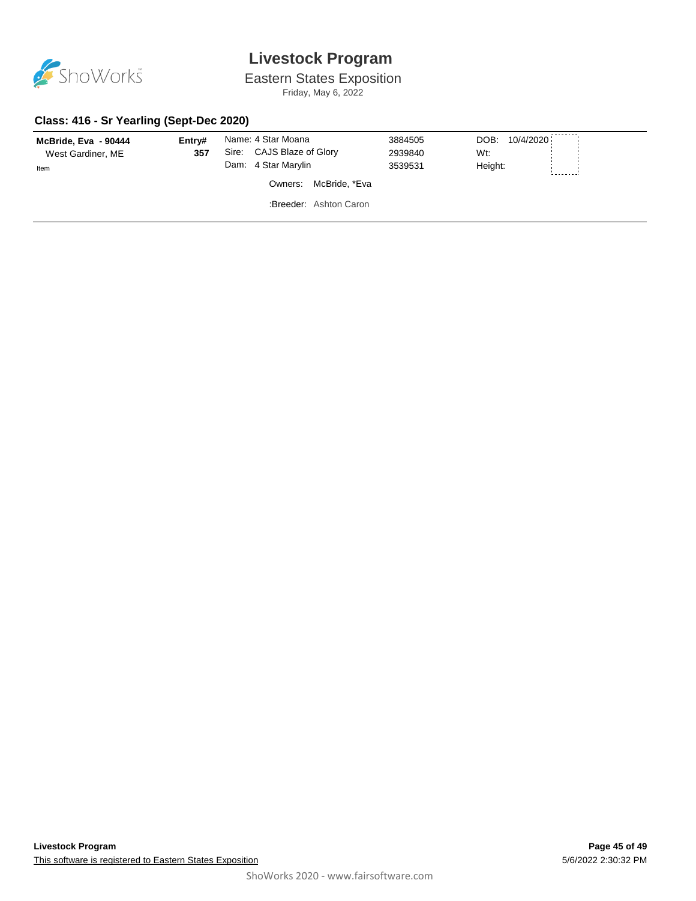# Livestock Program

Eastern States Exposition

Friday, May 6, 2022

## Class: 416 - Sr Yearling (Sept-Dec 2020)

| Exhibitor | Entry# | Animal | Reg # | Details |
|---|---|---|---|---|
| **McBride, Eva - 90444**<br>West Gardiner, ME<br>Item | **357** | Name: 4 Star Moana<br>Sire: CAJS Blaze of Glory<br>Dam: 4 Star Marylin | 3884505<br>2939840<br>3539531 | DOB: 10/4/2020<br>Wt:<br>Height: |

Owners: McBride, *Eva

:Breeder: Ashton Caron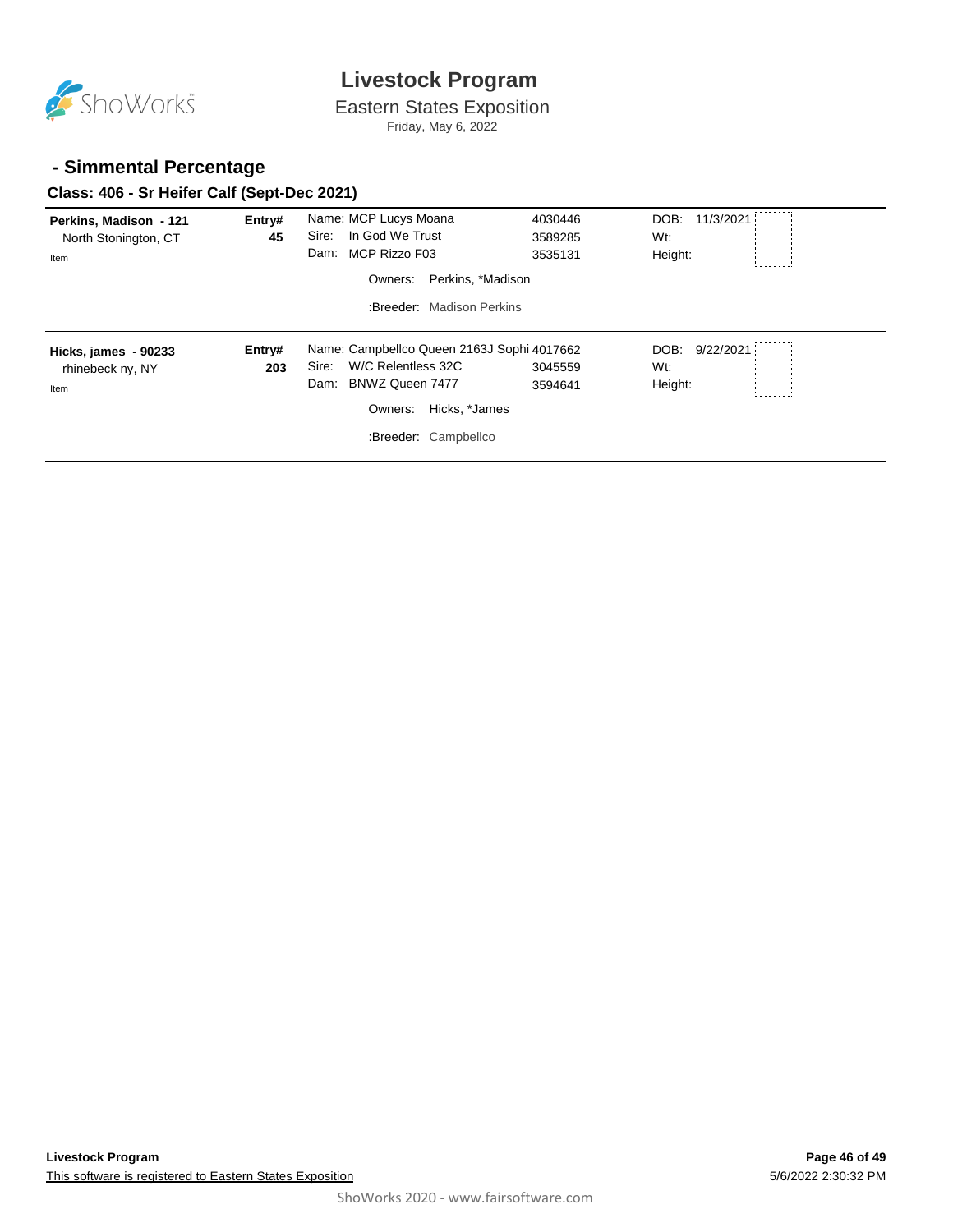# Livestock Program

Eastern States Exposition

Friday, May 6, 2022

## - Simmental Percentage

### Class: 406 - Sr Heifer Calf (Sept-Dec 2021)

| Exhibitor | Entry# | Animal | Reg # | Details |
|---|---|---|---|---|
| **Perkins, Madison - 121**<br>North Stonington, CT<br>Item | **45** | Name: MCP Lucys Moana<br>Sire: In God We Trust<br>Dam: MCP Rizzo F03<br>Owners: Perkins, *Madison<br>:Breeder: Madison Perkins | 4030446<br>3589285<br>3535131 | DOB: 11/3/2021<br>Wt:<br>Height: |
| **Hicks, james - 90233**<br>rhinebeck ny, NY<br>Item | **203** | Name: Campbellco Queen 2163J Sophi<br>Sire: W/C Relentless 32C<br>Dam: BNWZ Queen 7477<br>Owners: Hicks, *James<br>:Breeder: Campbellco | 4017662<br>3045559<br>3594641 | DOB: 9/22/2021<br>Wt:<br>Height: |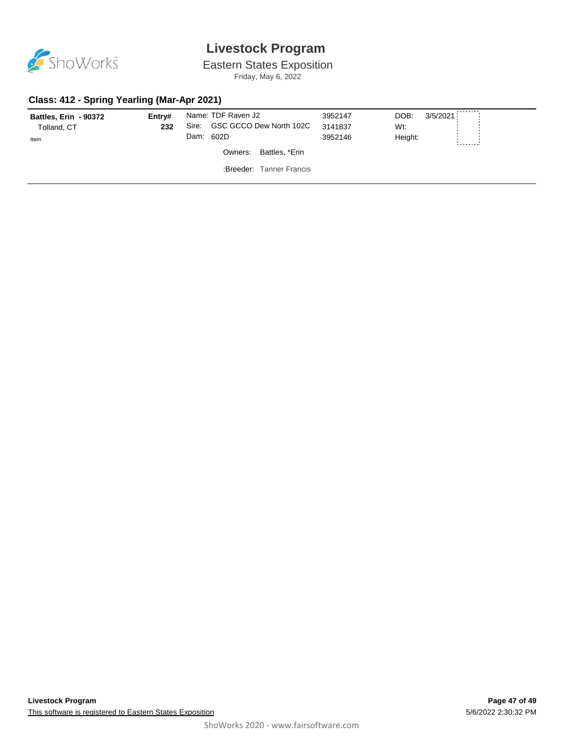# Livestock Program

Eastern States Exposition

Friday, May 6, 2022

### Class: 412 - Spring Yearling (Mar-Apr 2021)

| Exhibitor | Entry# | Animal | Reg. # | Info | |
|---|---|---|---|---|---|
| **Battles, Erin - 90372** | **232** | Name: TDF Raven J2 | 3952147 | DOB: | 3/5/2021 |
| Tolland, CT | | Sire: GSC GCCO Dew North 102C | 3141837 | Wt: | |
| Item | | Dam: 602D | 3952146 | Height: | |
| | | Owners: Battles, *Erin | | | |
| | | :Breeder: Tanner Francis | | | |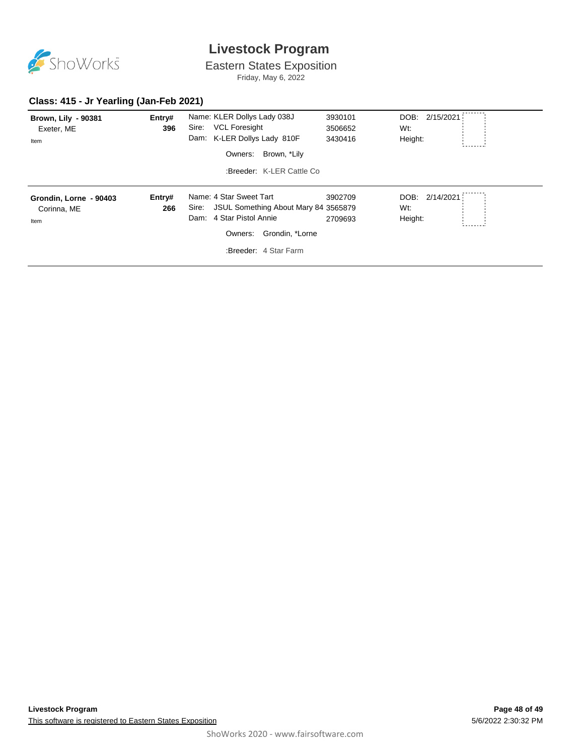# Livestock Program

Eastern States Exposition

Friday, May 6, 2022

## Class: 415 - Jr Yearling (Jan-Feb 2021)

| Exhibitor | Entry# | Animal | Reg # | Details |
|---|---|---|---|---|
| **Brown, Lily - 90381**<br>Exeter, ME<br>Item | **396** | Name: KLER Dollys Lady 038J<br>Sire: VCL Foresight<br>Dam: K-LER Dollys Lady 810F<br>Owners: Brown, *Lily<br>:Breeder: K-LER Cattle Co | 3930101<br>3506652<br>3430416 | DOB: 2/15/2021<br>Wt:<br>Height: |
| **Grondin, Lorne - 90403**<br>Corinna, ME<br>Item | **266** | Name: 4 Star Sweet Tart<br>Sire: JSUL Something About Mary 84<br>Dam: 4 Star Pistol Annie<br>Owners: Grondin, *Lorne<br>:Breeder: 4 Star Farm | 3902709<br>3565879<br>2709693 | DOB: 2/14/2021<br>Wt:<br>Height: |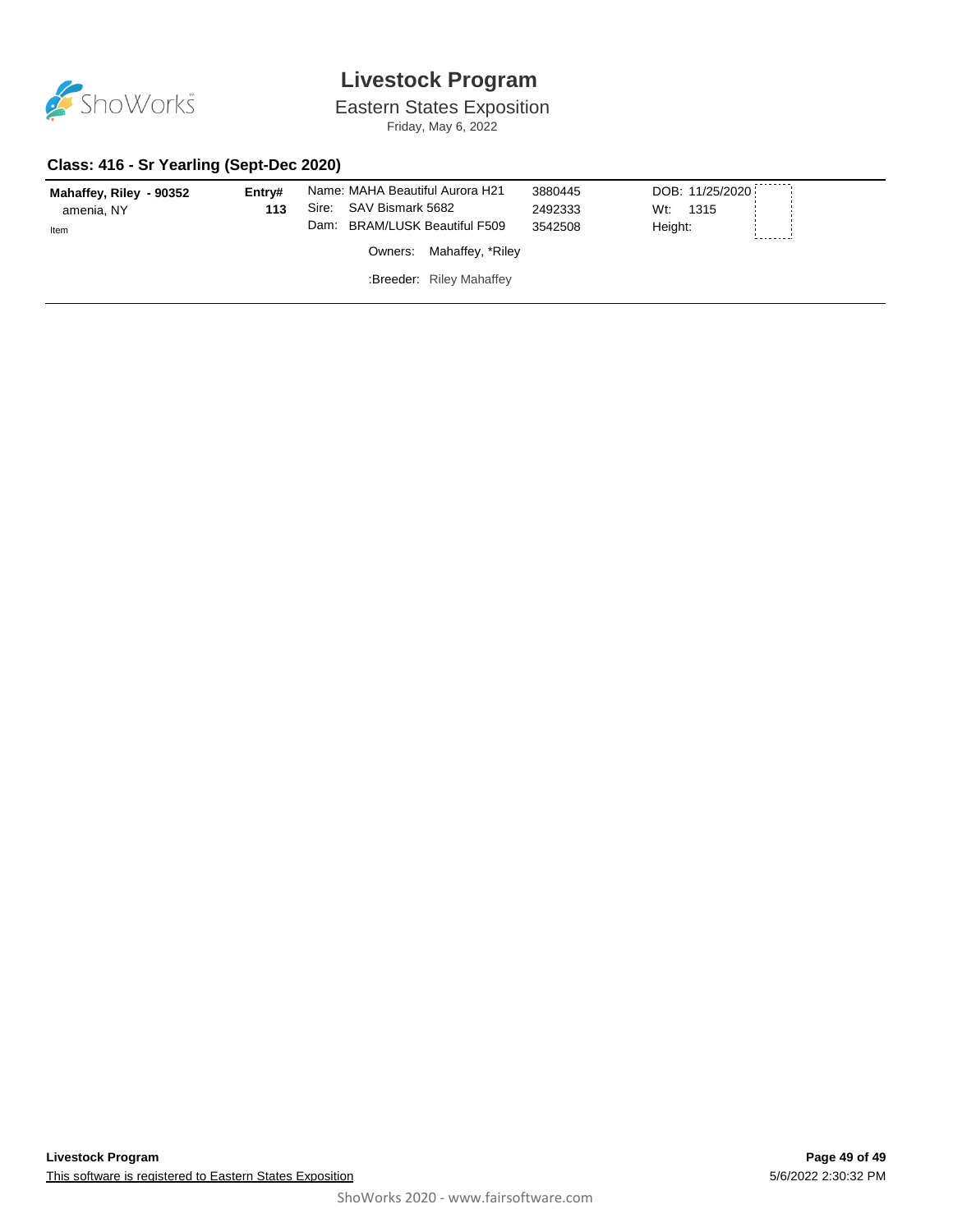# Livestock Program

Eastern States Exposition

Friday, May 6, 2022

### Class: 416 - Sr Yearling (Sept-Dec 2020)

| | | | | |
|---|---|---|---|---|
| **Mahaffey, Riley - 90352**<br>amenia, NY<br>Item | **Entry#**<br>**113** | Name: MAHA Beautiful Aurora H21<br>Sire: SAV Bismark 5682<br>Dam: BRAM/LUSK Beautiful F509 | 3880445<br>2492333<br>3542508 | DOB: 11/25/2020<br>Wt: 1315<br>Height: |

Owners: Mahaffey, *Riley

:Breeder: Riley Mahaffey